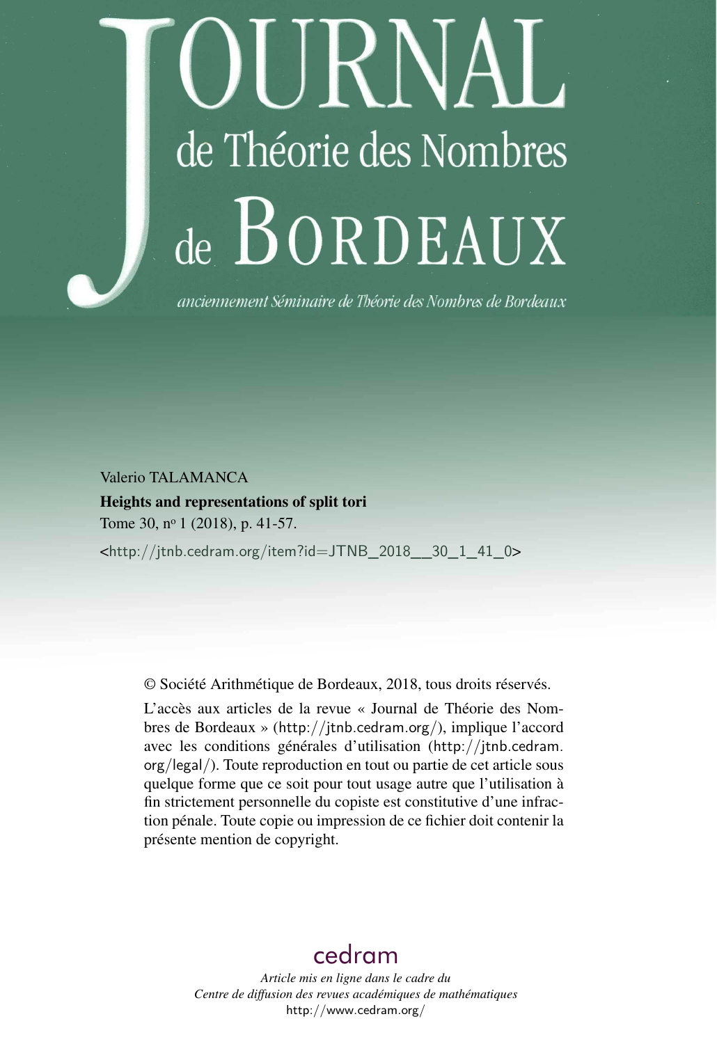# JOURNAL de Théorie des Nombres de BORDEAUX

*anciennement Séminaire de Théorie des Nombres de Bordeaux*

Valerio TALAMANCA

**Heights and representations of split tori**

Tome 30, n° 1 (2018), p. 41-57.

<http://jtnb.cedram.org/item?id=JTNB_2018__30_1_41_0>

© Société Arithmétique de Bordeaux, 2018, tous droits réservés.

L'accès aux articles de la revue « Journal de Théorie des Nombres de Bordeaux » (http://jtnb.cedram.org/), implique l'accord avec les conditions générales d'utilisation (http://jtnb.cedram.org/legal/). Toute reproduction en tout ou partie de cet article sous quelque forme que ce soit pour tout usage autre que l'utilisation à fin strictement personnelle du copiste est constitutive d'une infraction pénale. Toute copie ou impression de ce fichier doit contenir la présente mention de copyright.

cedram

*Article mis en ligne dans le cadre du*
*Centre de diffusion des revues académiques de mathématiques*
http://www.cedram.org/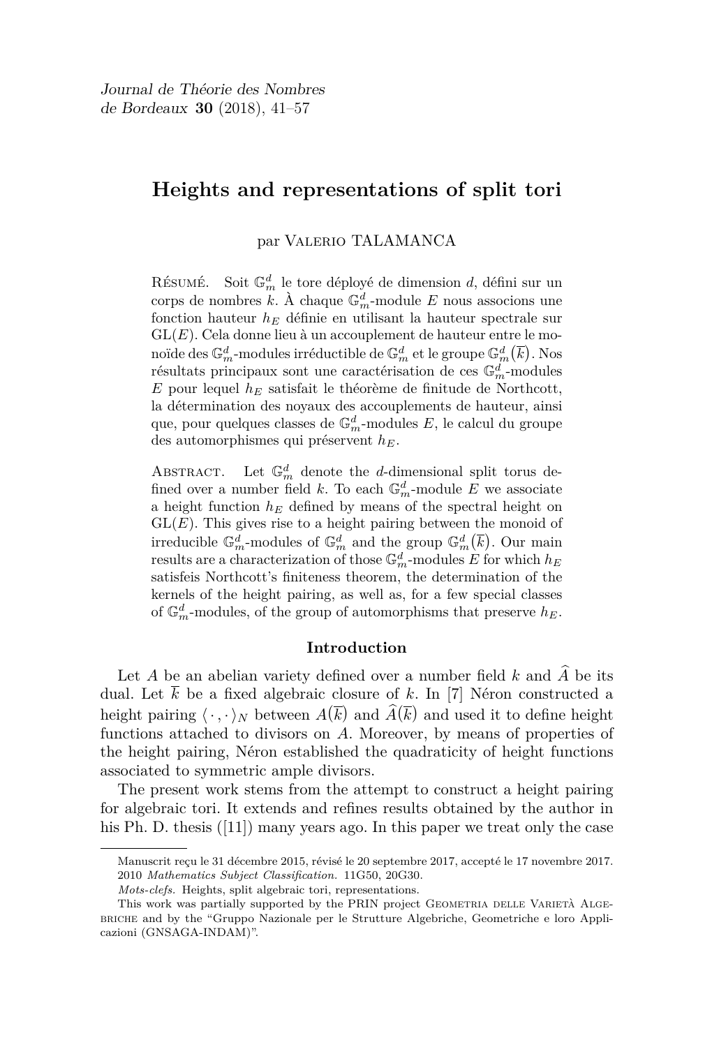# Heights and representations of split tori

par Valerio TALAMANCA

Résumé. Soit $\mathbb{G}_m^d$ le tore déployé de dimension $d$, défini sur un corps de nombres $k$. À chaque $\mathbb{G}_m^d$-module $E$ nous associons une fonction hauteur $h_E$ définie en utilisant la hauteur spectrale sur $\mathrm{GL}(E)$. Cela donne lieu à un accouplement de hauteur entre le monoïde des $\mathbb{G}_m^d$-modules irréductible de $\mathbb{G}_m^d$ et le groupe $\mathbb{G}_m^d(\overline{k})$. Nos résultats principaux sont une caractérisation de ces $\mathbb{G}_m^d$-modules $E$ pour lequel $h_E$ satisfait le théorème de finitude de Northcott, la détermination des noyaux des accouplements de hauteur, ainsi que, pour quelques classes de $\mathbb{G}_m^d$-modules $E$, le calcul du groupe des automorphismes qui préservent $h_E$.

Abstract. Let $\mathbb{G}_m^d$ denote the $d$-dimensional split torus defined over a number field $k$. To each $\mathbb{G}_m^d$-module $E$ we associate a height function $h_E$ defined by means of the spectral height on $\mathrm{GL}(E)$. This gives rise to a height pairing between the monoid of irreducible $\mathbb{G}_m^d$-modules of $\mathbb{G}_m^d$ and the group $\mathbb{G}_m^d(\overline{k})$. Our main results are a characterization of those $\mathbb{G}_m^d$-modules $E$ for which $h_E$ satisfeis Northcott's finiteness theorem, the determination of the kernels of the height pairing, as well as, for a few special classes of $\mathbb{G}_m^d$-modules, of the group of automorphisms that preserve $h_E$.

## Introduction

Let $A$ be an abelian variety defined over a number field $k$ and $\widehat{A}$ be its dual. Let $\overline{k}$ be a fixed algebraic closure of $k$. In [7] Néron constructed a height pairing $\langle \cdot, \cdot \rangle_N$ between $A(\overline{k})$ and $\widehat{A}(\overline{k})$ and used it to define height functions attached to divisors on $A$. Moreover, by means of properties of the height pairing, Néron established the quadraticity of height functions associated to symmetric ample divisors.

The present work stems from the attempt to construct a height pairing for algebraic tori. It extends and refines results obtained by the author in his Ph. D. thesis ([11]) many years ago. In this paper we treat only the case

---

Manuscrit reçu le 31 décembre 2015, révisé le 20 septembre 2017, accepté le 17 novembre 2017.

2010 *Mathematics Subject Classification.* 11G50, 20G30.

*Mots-clefs.* Heights, split algebraic tori, representations.

This work was partially supported by the PRIN project Geometria delle Varietà Algebriche and by the "Gruppo Nazionale per le Strutture Algebriche, Geometriche e loro Applicazioni (GNSAGA-INDAM)".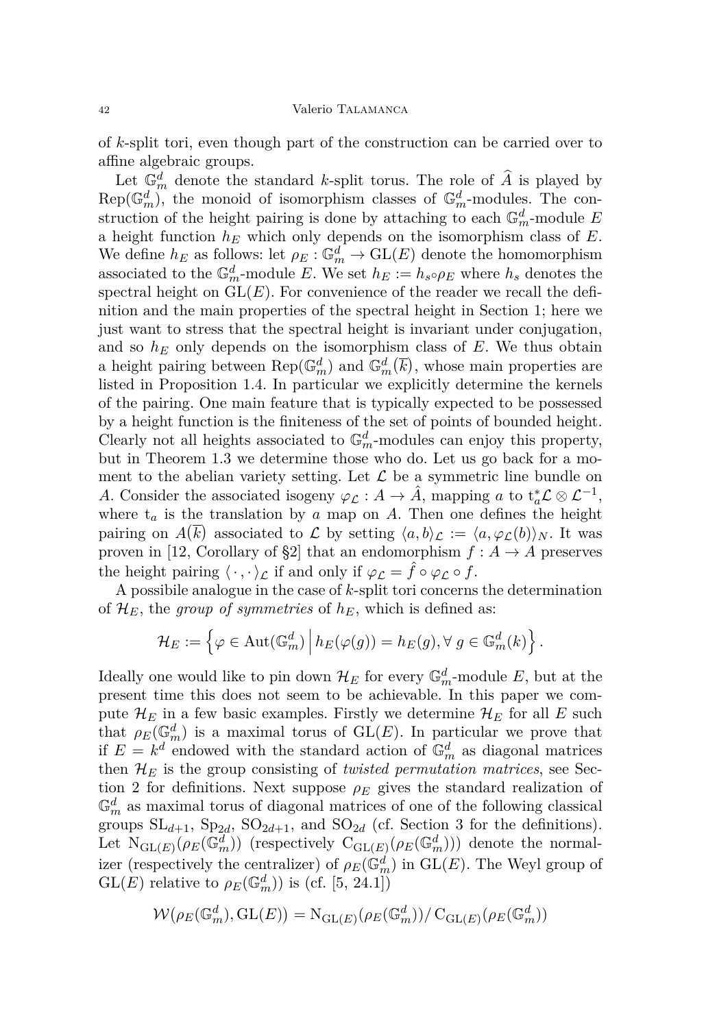of $k$-split tori, even though part of the construction can be carried over to affine algebraic groups.

Let $\mathbb{G}_m^d$ denote the standard $k$-split torus. The role of $\widehat{A}$ is played by $\mathrm{Rep}(\mathbb{G}_m^d)$, the monoid of isomorphism classes of $\mathbb{G}_m^d$-modules. The construction of the height pairing is done by attaching to each $\mathbb{G}_m^d$-module $E$ a height function $h_E$ which only depends on the isomorphism class of $E$. We define $h_E$ as follows: let $\rho_E : \mathbb{G}_m^d \to \mathrm{GL}(E)$ denote the homomorphism associated to the $\mathbb{G}_m^d$-module $E$. We set $h_E := h_s \circ \rho_E$ where $h_s$ denotes the spectral height on $\mathrm{GL}(E)$. For convenience of the reader we recall the definition and the main properties of the spectral height in Section 1; here we just want to stress that the spectral height is invariant under conjugation, and so $h_E$ only depends on the isomorphism class of $E$. We thus obtain a height pairing between $\mathrm{Rep}(\mathbb{G}_m^d)$ and $\mathbb{G}_m^d(\overline{k})$, whose main properties are listed in Proposition 1.4. In particular we explicitly determine the kernels of the pairing. One main feature that is typically expected to be possessed by a height function is the finiteness of the set of points of bounded height. Clearly not all heights associated to $\mathbb{G}_m^d$-modules can enjoy this property, but in Theorem 1.3 we determine those who do. Let us go back for a moment to the abelian variety setting. Let $\mathcal{L}$ be a symmetric line bundle on $A$. Consider the associated isogeny $\varphi_{\mathcal{L}} : A \to \hat{A}$, mapping $a$ to $\mathrm{t}_a^*\mathcal{L} \otimes \mathcal{L}^{-1}$, where $\mathrm{t}_a$ is the translation by $a$ map on $A$. Then one defines the height pairing on $A(\overline{k})$ associated to $\mathcal{L}$ by setting $\langle a, b\rangle_{\mathcal{L}} := \langle a, \varphi_{\mathcal{L}}(b)\rangle_N$. It was proven in [12, Corollary of §2] that an endomorphism $f : A \to A$ preserves the height pairing $\langle\,\cdot\,,\cdot\,\rangle_{\mathcal{L}}$ if and only if $\varphi_{\mathcal{L}} = \hat{f} \circ \varphi_{\mathcal{L}} \circ f$.

A possibile analogue in the case of $k$-split tori concerns the determination of $\mathcal{H}_E$, the *group of symmetries* of $h_E$, which is defined as:

$$\mathcal{H}_E := \left\{ \varphi \in \mathrm{Aut}(\mathbb{G}_m^d) \,\middle|\, h_E(\varphi(g)) = h_E(g), \forall\, g \in \mathbb{G}_m^d(k) \right\}.$$

Ideally one would like to pin down $\mathcal{H}_E$ for every $\mathbb{G}_m^d$-module $E$, but at the present time this does not seem to be achievable. In this paper we compute $\mathcal{H}_E$ in a few basic examples. Firstly we determine $\mathcal{H}_E$ for all $E$ such that $\rho_E(\mathbb{G}_m^d)$ is a maximal torus of $\mathrm{GL}(E)$. In particular we prove that if $E = k^d$ endowed with the standard action of $\mathbb{G}_m^d$ as diagonal matrices then $\mathcal{H}_E$ is the group consisting of *twisted permutation matrices*, see Section 2 for definitions. Next suppose $\rho_E$ gives the standard realization of $\mathbb{G}_m^d$ as maximal torus of diagonal matrices of one of the following classical groups $\mathrm{SL}_{d+1}$, $\mathrm{Sp}_{2d}$, $\mathrm{SO}_{2d+1}$, and $\mathrm{SO}_{2d}$ (cf. Section 3 for the definitions). Let $\mathrm{N}_{\mathrm{GL}(E)}(\rho_E(\mathbb{G}_m^d))$ (respectively $\mathrm{C}_{\mathrm{GL}(E)}(\rho_E(\mathbb{G}_m^d))$) denote the normalizer (respectively the centralizer) of $\rho_E(\mathbb{G}_m^d)$ in $\mathrm{GL}(E)$. The Weyl group of $\mathrm{GL}(E)$ relative to $\rho_E(\mathbb{G}_m^d))$ is (cf. [5, 24.1])

$$\mathcal{W}(\rho_E(\mathbb{G}_m^d), \mathrm{GL}(E)) = \mathrm{N}_{\mathrm{GL}(E)}(\rho_E(\mathbb{G}_m^d))/\,\mathrm{C}_{\mathrm{GL}(E)}(\rho_E(\mathbb{G}_m^d))$$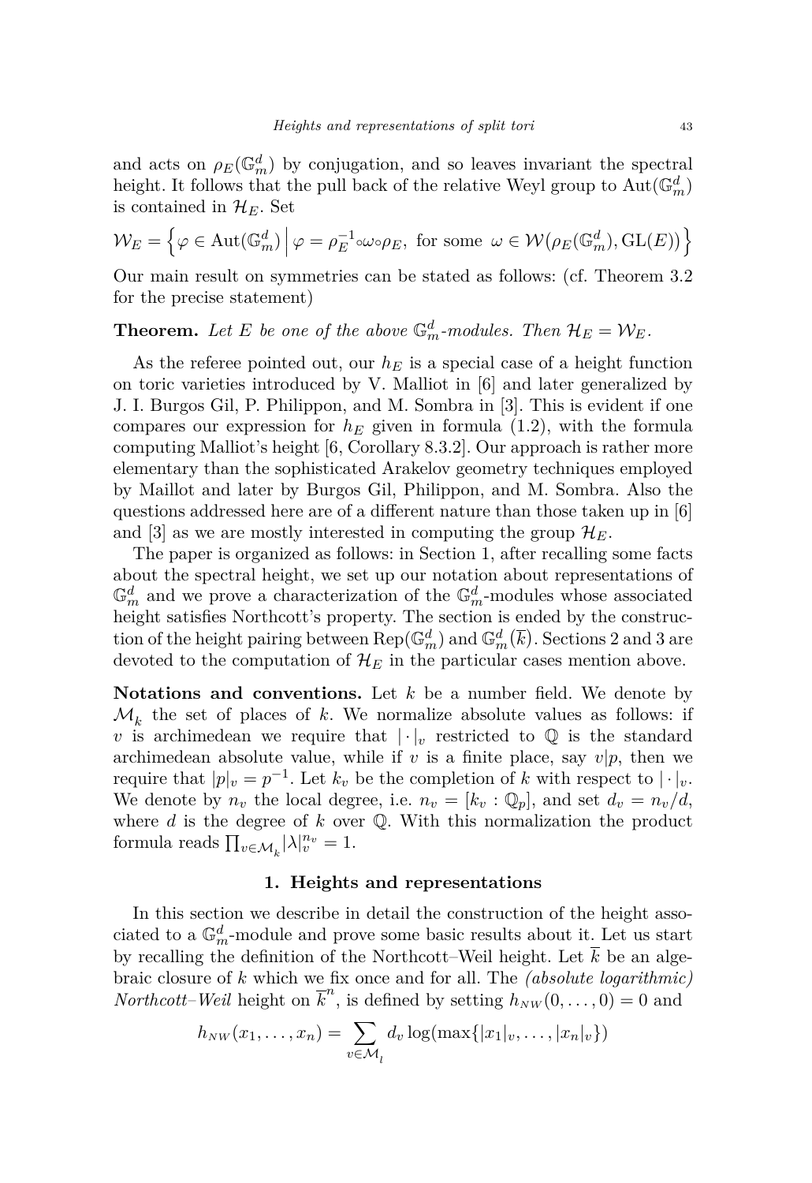and acts on $\rho_E(\mathbb{G}_m^d)$ by conjugation, and so leaves invariant the spectral height. It follows that the pull back of the relative Weyl group to $\mathrm{Aut}(\mathbb{G}_m^d)$ is contained in $\mathcal{H}_E$. Set

$$\mathcal{W}_E = \left\{ \varphi \in \mathrm{Aut}(\mathbb{G}_m^d) \,\middle|\, \varphi = \rho_E^{-1} \circ \omega \circ \rho_E, \text{ for some } \omega \in \mathcal{W}\big(\rho_E(\mathbb{G}_m^d), \mathrm{GL}(E)\big) \right\}$$

Our main result on symmetries can be stated as follows: (cf. Theorem 3.2 for the precise statement)

**Theorem.** *Let $E$ be one of the above $\mathbb{G}_m^d$-modules. Then $\mathcal{H}_E = \mathcal{W}_E$.*

As the referee pointed out, our $h_E$ is a special case of a height function on toric varieties introduced by V. Malliot in [6] and later generalized by J. I. Burgos Gil, P. Philippon, and M. Sombra in [3]. This is evident if one compares our expression for $h_E$ given in formula (1.2), with the formula computing Malliot's height [6, Corollary 8.3.2]. Our approach is rather more elementary than the sophisticated Arakelov geometry techniques employed by Maillot and later by Burgos Gil, Philippon, and M. Sombra. Also the questions addressed here are of a different nature than those taken up in [6] and [3] as we are mostly interested in computing the group $\mathcal{H}_E$.

The paper is organized as follows: in Section 1, after recalling some facts about the spectral height, we set up our notation about representations of $\mathbb{G}_m^d$ and we prove a characterization of the $\mathbb{G}_m^d$-modules whose associated height satisfies Northcott's property. The section is ended by the construction of the height pairing between $\mathrm{Rep}(\mathbb{G}_m^d)$ and $\mathbb{G}_m^d(\overline{k})$. Sections 2 and 3 are devoted to the computation of $\mathcal{H}_E$ in the particular cases mention above.

**Notations and conventions.** Let $k$ be a number field. We denote by $\mathcal{M}_k$ the set of places of $k$. We normalize absolute values as follows: if $v$ is archimedean we require that $|\cdot|_v$ restricted to $\mathbb{Q}$ is the standard archimedean absolute value, while if $v$ is a finite place, say $v|p$, then we require that $|p|_v = p^{-1}$. Let $k_v$ be the completion of $k$ with respect to $|\cdot|_v$. We denote by $n_v$ the local degree, i.e. $n_v = [k_v : \mathbb{Q}_p]$, and set $d_v = n_v/d$, where $d$ is the degree of $k$ over $\mathbb{Q}$. With this normalization the product formula reads $\prod_{v \in \mathcal{M}_k} |\lambda|_v^{n_v} = 1$.

## 1. Heights and representations

In this section we describe in detail the construction of the height associated to a $\mathbb{G}_m^d$-module and prove some basic results about it. Let us start by recalling the definition of the Northcott–Weil height. Let $\overline{k}$ be an algebraic closure of $k$ which we fix once and for all. The *(absolute logarithmic) Northcott–Weil* height on $\overline{k}^n$, is defined by setting $h_{NW}(0, \ldots, 0) = 0$ and

$$h_{NW}(x_1, \ldots, x_n) = \sum_{v \in \mathcal{M}_l} d_v \log(\max\{|x_1|_v, \ldots, |x_n|_v\})$$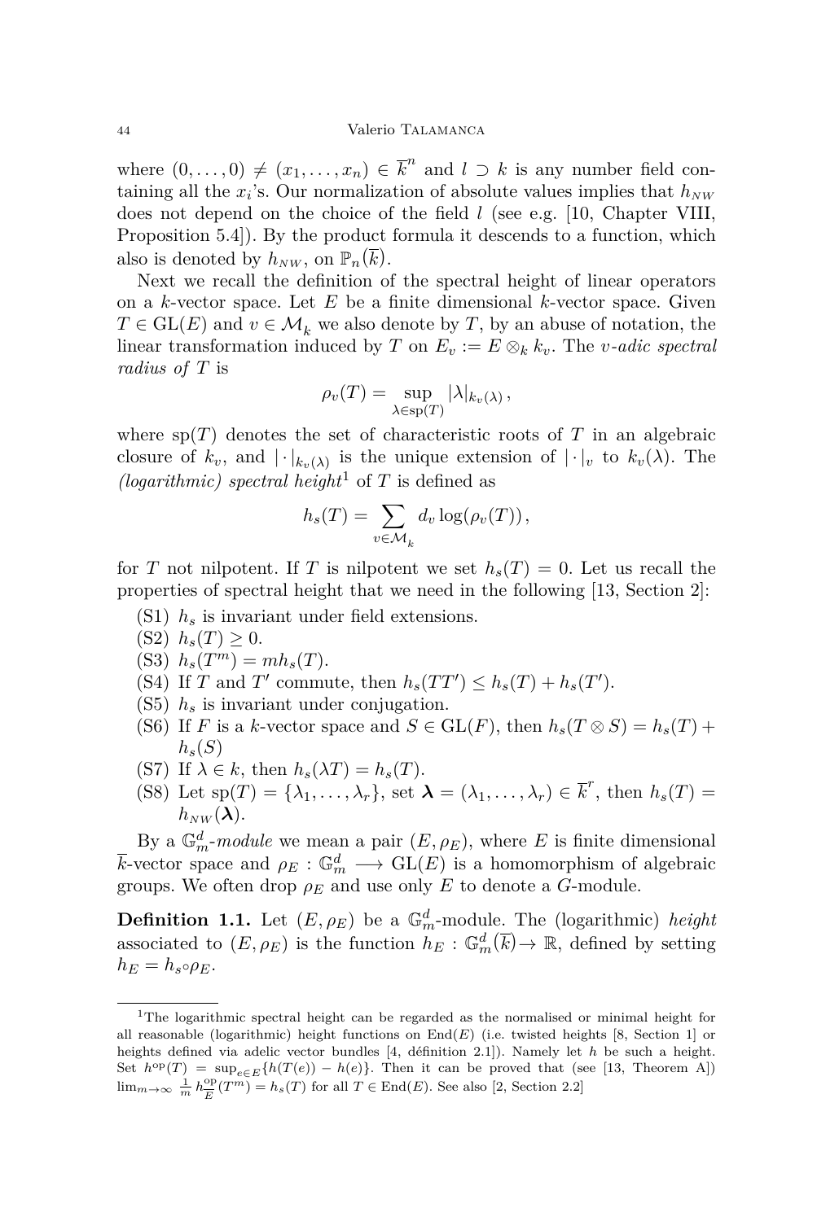where $(0,\dots,0) \neq (x_1,\dots,x_n) \in \overline{k}^n$ and $l \supset k$ is any number field containing all the $x_i$'s. Our normalization of absolute values implies that $h_{NW}$ does not depend on the choice of the field $l$ (see e.g. [10, Chapter VIII, Proposition 5.4]). By the product formula it descends to a function, which also is denoted by $h_{NW}$, on $\mathbb{P}_n(\overline{k})$.

Next we recall the definition of the spectral height of linear operators on a $k$-vector space. Let $E$ be a finite dimensional $k$-vector space. Given $T \in \mathrm{GL}(E)$ and $v \in \mathcal{M}_k$ we also denote by $T$, by an abuse of notation, the linear transformation induced by $T$ on $E_v := E \otimes_k k_v$. The *$v$-adic spectral radius of $T$* is

$$\rho_v(T) = \sup_{\lambda \in \mathrm{sp}(T)} |\lambda|_{k_v(\lambda)},$$

where $\mathrm{sp}(T)$ denotes the set of characteristic roots of $T$ in an algebraic closure of $k_v$, and $|\cdot|_{k_v(\lambda)}$ is the unique extension of $|\cdot|_v$ to $k_v(\lambda)$. The *(logarithmic) spectral height*[1] of $T$ is defined as

$$h_s(T) = \sum_{v \in \mathcal{M}_k} d_v \log(\rho_v(T)),$$

for $T$ not nilpotent. If $T$ is nilpotent we set $h_s(T) = 0$. Let us recall the properties of spectral height that we need in the following [13, Section 2]:

- (S1) $h_s$ is invariant under field extensions.
- (S2) $h_s(T) \geq 0$.
- (S3) $h_s(T^m) = m h_s(T)$.
- (S4) If $T$ and $T'$ commute, then $h_s(TT') \leq h_s(T) + h_s(T')$.
- (S5) $h_s$ is invariant under conjugation.
- (S6) If $F$ is a $k$-vector space and $S \in \mathrm{GL}(F)$, then $h_s(T \otimes S) = h_s(T) + h_s(S)$
- (S7) If $\lambda \in k$, then $h_s(\lambda T) = h_s(T)$.
- (S8) Let $\mathrm{sp}(T) = \{\lambda_1,\dots,\lambda_r\}$, set $\boldsymbol{\lambda} = (\lambda_1,\dots,\lambda_r) \in \overline{k}^r$, then $h_s(T) = h_{NW}(\boldsymbol{\lambda})$.

By a *$\mathbb{G}_m^d$-module* we mean a pair $(E, \rho_E)$, where $E$ is finite dimensional $\overline{k}$-vector space and $\rho_E : \mathbb{G}_m^d \longrightarrow \mathrm{GL}(E)$ is a homomorphism of algebraic groups. We often drop $\rho_E$ and use only $E$ to denote a $G$-module.

**Definition 1.1.** Let $(E, \rho_E)$ be a $\mathbb{G}_m^d$-module. The (logarithmic) *height* associated to $(E, \rho_E)$ is the function $h_E : \mathbb{G}_m^d(\overline{k}) \to \mathbb{R}$, defined by setting $h_E = h_s \circ \rho_E$.

---

[1] The logarithmic spectral height can be regarded as the normalised or minimal height for all reasonable (logarithmic) height functions on $\mathrm{End}(E)$ (i.e. twisted heights [8, Section 1] or heights defined via adelic vector bundles [4, définition 2.1]). Namely let $h$ be such a height. Set $h^{\mathrm{op}}(T) = \sup_{e \in E}\{h(T(e)) - h(e)\}$. Then it can be proved that (see [13, Theorem A]) $\lim_{m\to\infty} \frac{1}{m} h_E^{\mathrm{op}}(T^m) = h_s(T)$ for all $T \in \mathrm{End}(E)$. See also [2, Section 2.2]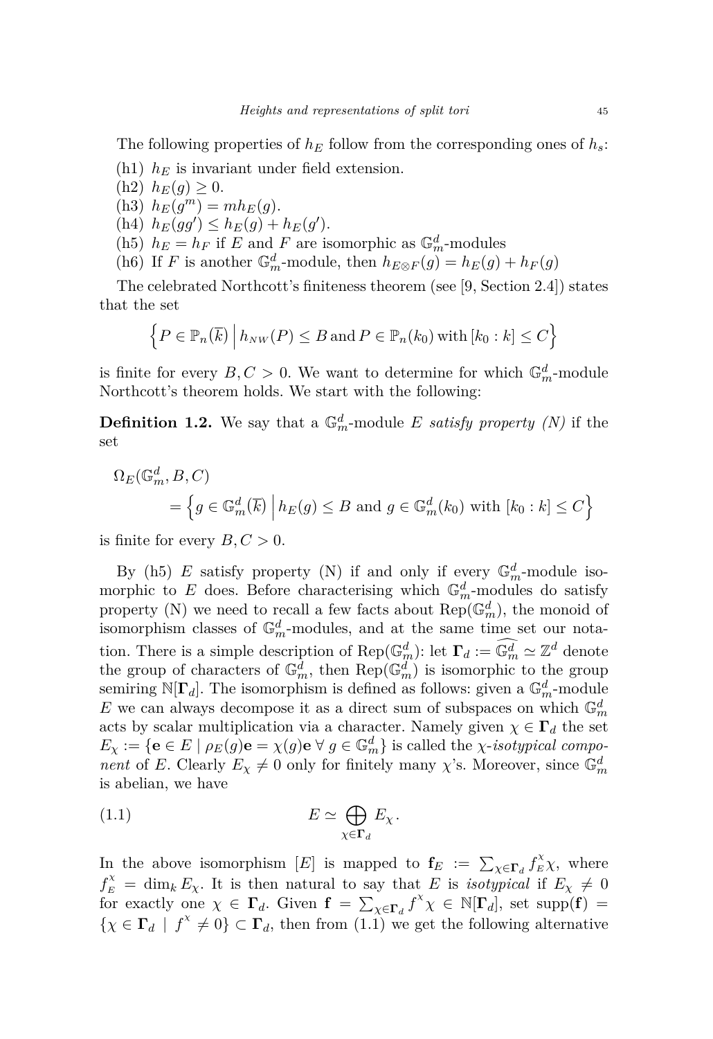The following properties of $h_E$ follow from the corresponding ones of $h_s$:

(h1) $h_E$ is invariant under field extension.
(h2) $h_E(g) \geq 0$.
(h3) $h_E(g^m) = mh_E(g)$.
(h4) $h_E(gg') \leq h_E(g) + h_E(g')$.
(h5) $h_E = h_F$ if $E$ and $F$ are isomorphic as $\mathbb{G}_m^d$-modules
(h6) If $F$ is another $\mathbb{G}_m^d$-module, then $h_{E\otimes F}(g) = h_E(g) + h_F(g)$

The celebrated Northcott's finiteness theorem (see [9, Section 2.4]) states that the set

$$\left\{P \in \mathbb{P}_n(\overline{k}) \,\middle|\, h_{NW}(P) \leq B \,\text{and}\, P \in \mathbb{P}_n(k_0) \,\text{with}\, [k_0 : k] \leq C\right\}$$

is finite for every $B, C > 0$. We want to determine for which $\mathbb{G}_m^d$-module Northcott's theorem holds. We start with the following:

**Definition 1.2.** We say that a $\mathbb{G}_m^d$-module $E$ *satisfy property (N)* if the set

$$\Omega_E(\mathbb{G}_m^d, B, C) = \left\{g \in \mathbb{G}_m^d(\overline{k}) \,\middle|\, h_E(g) \leq B \text{ and } g \in \mathbb{G}_m^d(k_0) \text{ with } [k_0 : k] \leq C\right\}$$

is finite for every $B, C > 0$.

By (h5) $E$ satisfy property (N) if and only if every $\mathbb{G}_m^d$-module isomorphic to $E$ does. Before characterising which $\mathbb{G}_m^d$-modules do satisfy property (N) we need to recall a few facts about $\mathrm{Rep}(\mathbb{G}_m^d)$, the monoid of isomorphism classes of $\mathbb{G}_m^d$-modules, and at the same time set our notation. There is a simple description of $\mathrm{Rep}(\mathbb{G}_m^d)$: let $\mathbf{\Gamma}_d := \widehat{\mathbb{G}_m^d} \simeq \mathbb{Z}^d$ denote the group of characters of $\mathbb{G}_m^d$, then $\mathrm{Rep}(\mathbb{G}_m^d)$ is isomorphic to the group semiring $\mathbb{N}[\mathbf{\Gamma}_d]$. The isomorphism is defined as follows: given a $\mathbb{G}_m^d$-module $E$ we can always decompose it as a direct sum of subspaces on which $\mathbb{G}_m^d$ acts by scalar multiplication via a character. Namely given $\chi \in \mathbf{\Gamma}_d$ the set $E_\chi := \{\mathbf{e} \in E \mid \rho_E(g)\mathbf{e} = \chi(g)\mathbf{e} \;\forall\; g \in \mathbb{G}_m^d\}$ is called the $\chi$-*isotypical component* of $E$. Clearly $E_\chi \neq 0$ only for finitely many $\chi$'s. Moreover, since $\mathbb{G}_m^d$ is abelian, we have

$$E \simeq \bigoplus_{\chi \in \mathbf{\Gamma}_d} E_\chi . \tag{1.1}$$

In the above isomorphism $[E]$ is mapped to $\mathbf{f}_E := \sum_{\chi \in \mathbf{\Gamma}_d} f_E^\chi \chi$, where $f_E^\chi = \dim_k E_\chi$. It is then natural to say that $E$ is *isotypical* if $E_\chi \neq 0$ for exactly one $\chi \in \mathbf{\Gamma}_d$. Given $\mathbf{f} = \sum_{\chi \in \mathbf{\Gamma}_d} f^\chi \chi \in \mathbb{N}[\mathbf{\Gamma}_d]$, set $\mathrm{supp}(\mathbf{f}) = \{\chi \in \mathbf{\Gamma}_d \mid f^\chi \neq 0\} \subset \mathbf{\Gamma}_d$, then from (1.1) we get the following alternative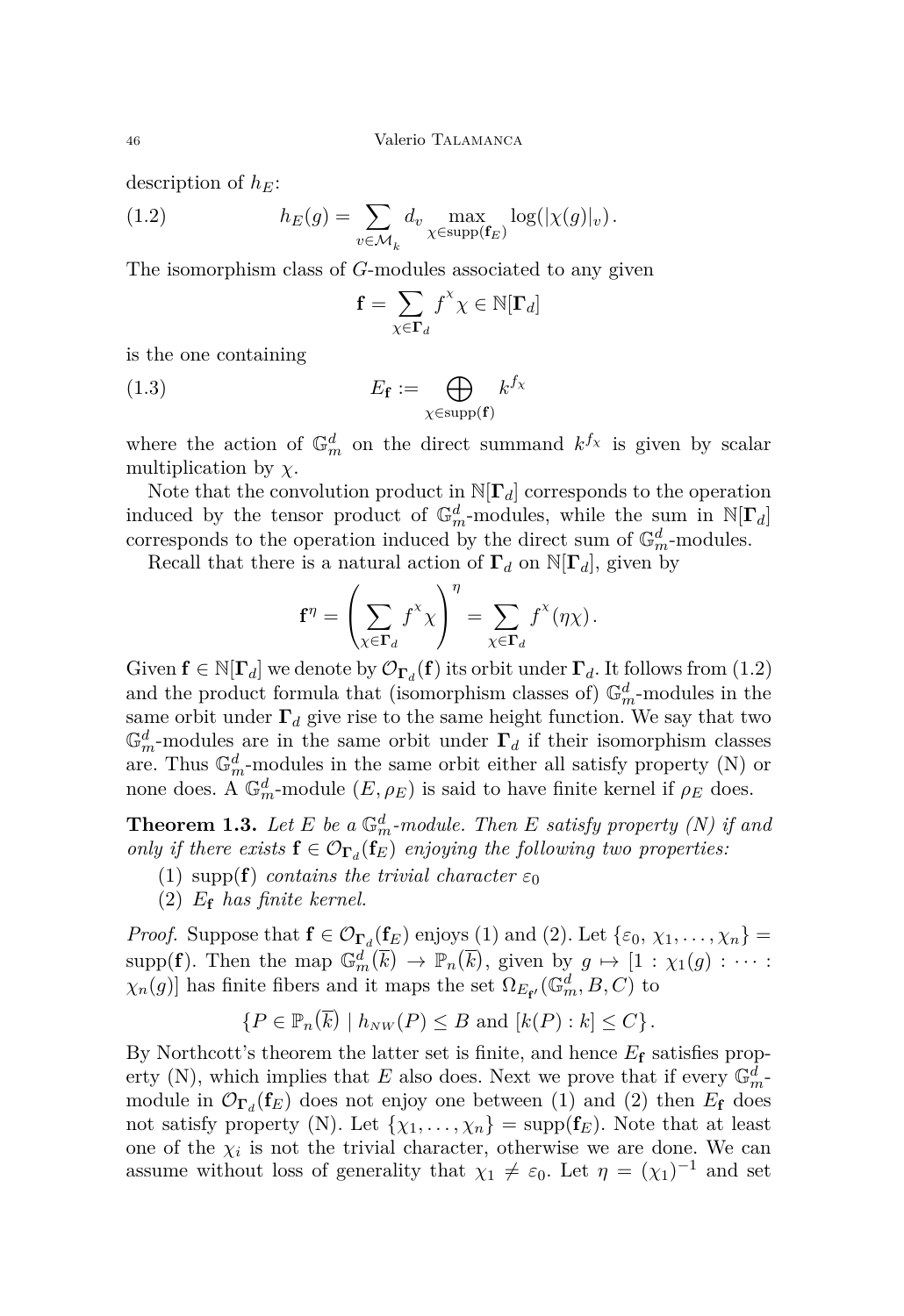description of $h_E$:

$$h_E(g) = \sum_{v \in \mathcal{M}_k} d_v \max_{\chi \in \operatorname{supp}(\mathbf{f}_E)} \log(|\chi(g)|_v) . \tag{1.2}$$

The isomorphism class of $G$-modules associated to any given

$$\mathbf{f} = \sum_{\chi \in \mathbf{\Gamma}_d} f^{\chi} \chi \in \mathbb{N}[\mathbf{\Gamma}_d]$$

is the one containing

$$E_{\mathbf{f}} := \bigoplus_{\chi \in \operatorname{supp}(\mathbf{f})} k^{f_\chi} \tag{1.3}$$

where the action of $\mathbb{G}_m^d$ on the direct summand $k^{f_\chi}$ is given by scalar multiplication by $\chi$.

Note that the convolution product in $\mathbb{N}[\mathbf{\Gamma}_d]$ corresponds to the operation induced by the tensor product of $\mathbb{G}_m^d$-modules, while the sum in $\mathbb{N}[\mathbf{\Gamma}_d]$ corresponds to the operation induced by the direct sum of $\mathbb{G}_m^d$-modules.

Recall that there is a natural action of $\mathbf{\Gamma}_d$ on $\mathbb{N}[\mathbf{\Gamma}_d]$, given by

$$\mathbf{f}^{\eta} = \left( \sum_{\chi \in \mathbf{\Gamma}_d} f^{\chi} \chi \right)^{\eta} = \sum_{\chi \in \mathbf{\Gamma}_d} f^{\chi} (\eta \chi) .$$

Given $\mathbf{f} \in \mathbb{N}[\mathbf{\Gamma}_d]$ we denote by $\mathcal{O}_{\mathbf{\Gamma}_d}(\mathbf{f})$ its orbit under $\mathbf{\Gamma}_d$. It follows from (1.2) and the product formula that (isomorphism classes of) $\mathbb{G}_m^d$-modules in the same orbit under $\mathbf{\Gamma}_d$ give rise to the same height function. We say that two $\mathbb{G}_m^d$-modules are in the same orbit under $\mathbf{\Gamma}_d$ if their isomorphism classes are. Thus $\mathbb{G}_m^d$-modules in the same orbit either all satisfy property (N) or none does. A $\mathbb{G}_m^d$-module $(E, \rho_E)$ is said to have finite kernel if $\rho_E$ does.

**Theorem 1.3.** *Let $E$ be a $\mathbb{G}_m^d$-module. Then $E$ satisfy property (N) if and only if there exists $\mathbf{f} \in \mathcal{O}_{\mathbf{\Gamma}_d}(\mathbf{f}_E)$ enjoying the following two properties:*

(1) $\operatorname{supp}(\mathbf{f})$ *contains the trivial character $\varepsilon_0$*

(2) $E_{\mathbf{f}}$ *has finite kernel.*

*Proof.* Suppose that $\mathbf{f} \in \mathcal{O}_{\mathbf{\Gamma}_d}(\mathbf{f}_E)$ enjoys (1) and (2). Let $\{\varepsilon_0, \chi_1, \ldots, \chi_n\} = \operatorname{supp}(\mathbf{f})$. Then the map $\mathbb{G}_m^d(\overline{k}) \to \mathbb{P}_n(\overline{k})$, given by $g \mapsto [1 : \chi_1(g) : \cdots : \chi_n(g)]$ has finite fibers and it maps the set $\Omega_{E_{\mathbf{f}'}}(\mathbb{G}_m^d, B, C)$ to

$$\{ P \in \mathbb{P}_n(\overline{k}) \mid h_{NW}(P) \leq B \text{ and } [k(P) : k] \leq C \} .$$

By Northcott's theorem the latter set is finite, and hence $E_{\mathbf{f}}$ satisfies property (N), which implies that $E$ also does. Next we prove that if every $\mathbb{G}_m^d$-module in $\mathcal{O}_{\mathbf{\Gamma}_d}(\mathbf{f}_E)$ does not enjoy one between (1) and (2) then $E_{\mathbf{f}}$ does not satisfy property (N). Let $\{\chi_1, \ldots, \chi_n\} = \operatorname{supp}(\mathbf{f}_E)$. Note that at least one of the $\chi_i$ is not the trivial character, otherwise we are done. We can assume without loss of generality that $\chi_1 \neq \varepsilon_0$. Let $\eta = (\chi_1)^{-1}$ and set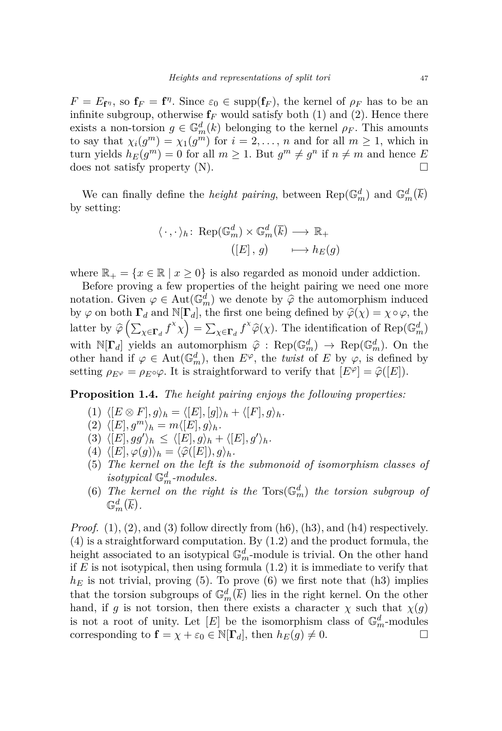$F = E_{\mathbf{f}^\eta}$, so $\mathbf{f}_F = \mathbf{f}^\eta$. Since $\varepsilon_0 \in \operatorname{supp}(\mathbf{f}_F)$, the kernel of $\rho_F$ has to be an infinite subgroup, otherwise $\mathbf{f}_F$ would satisfy both (1) and (2). Hence there exists a non-torsion $g \in \mathbb{G}_m^d(k)$ belonging to the kernel $\rho_F$. This amounts to say that $\chi_i(g^m) = \chi_1(g^m)$ for $i = 2, \ldots, n$ and for all $m \geq 1$, which in turn yields $h_E(g^m) = 0$ for all $m \geq 1$. But $g^m \neq g^n$ if $n \neq m$ and hence $E$ does not satisfy property (N). $\square$

We can finally define the *height pairing*, between $\operatorname{Rep}(\mathbb{G}_m^d)$ and $\mathbb{G}_m^d(\overline{k})$ by setting:

$$\begin{aligned} \langle \cdot , \cdot \rangle_h \colon \operatorname{Rep}(\mathbb{G}_m^d) \times \mathbb{G}_m^d(\overline{k}) &\longrightarrow \mathbb{R}_+ \\ ([E], g) &\longmapsto h_E(g) \end{aligned}$$

where $\mathbb{R}_+ = \{x \in \mathbb{R} \mid x \geq 0\}$ is also regarded as monoid under addiction.

Before proving a few properties of the height pairing we need one more notation. Given $\varphi \in \operatorname{Aut}(\mathbb{G}_m^d)$ we denote by $\widehat{\varphi}$ the automorphism induced by $\varphi$ on both $\mathbf{\Gamma}_d$ and $\mathbb{N}[\mathbf{\Gamma}_d]$, the first one being defined by $\widehat{\varphi}(\chi) = \chi \circ \varphi$, the latter by $\widehat{\varphi}\left(\sum_{\chi \in \mathbf{\Gamma}_d} f^\chi \chi\right) = \sum_{\chi \in \mathbf{\Gamma}_d} f^\chi \widehat{\varphi}(\chi)$. The identification of $\operatorname{Rep}(\mathbb{G}_m^d)$ with $\mathbb{N}[\mathbf{\Gamma}_d]$ yields an automorphism $\widehat{\varphi} : \operatorname{Rep}(\mathbb{G}_m^d) \to \operatorname{Rep}(\mathbb{G}_m^d)$. On the other hand if $\varphi \in \operatorname{Aut}(\mathbb{G}_m^d)$, then $E^\varphi$, the *twist* of $E$ by $\varphi$, is defined by setting $\rho_{E^\varphi} = \rho_E \circ \varphi$. It is straightforward to verify that $[E^\varphi] = \widehat{\varphi}([E])$.

**Proposition 1.4.** *The height pairing enjoys the following properties:*

1. $\langle [E \otimes F], g \rangle_h = \langle [E], [g] \rangle_h + \langle [F], g \rangle_h$.
2. $\langle [E], g^m \rangle_h = m \langle [E], g \rangle_h$.
3. $\langle [E], gg' \rangle_h \leq \langle [E], g \rangle_h + \langle [E], g' \rangle_h$.
4. $\langle [E], \varphi(g) \rangle_h = \langle \widehat{\varphi}([E]), g \rangle_h$.
5. *The kernel on the left is the submonoid of isomorphism classes of isotypical $\mathbb{G}_m^d$-modules.*
6. *The kernel on the right is the $\operatorname{Tors}(\mathbb{G}_m^d)$ the torsion subgroup of $\mathbb{G}_m^d(\overline{k})$.*

*Proof.* (1), (2), and (3) follow directly from (h6), (h3), and (h4) respectively. (4) is a straightforward computation. By (1.2) and the product formula, the height associated to an isotypical $\mathbb{G}_m^d$-module is trivial. On the other hand if $E$ is not isotypical, then using formula (1.2) it is immediate to verify that $h_E$ is not trivial, proving (5). To prove (6) we first note that (h3) implies that the torsion subgroups of $\mathbb{G}_m^d(\overline{k})$ lies in the right kernel. On the other hand, if $g$ is not torsion, then there exists a character $\chi$ such that $\chi(g)$ is not a root of unity. Let $[E]$ be the isomorphism class of $\mathbb{G}_m^d$-modules corresponding to $\mathbf{f} = \chi + \varepsilon_0 \in \mathbb{N}[\mathbf{\Gamma}_d]$, then $h_E(g) \neq 0$. $\square$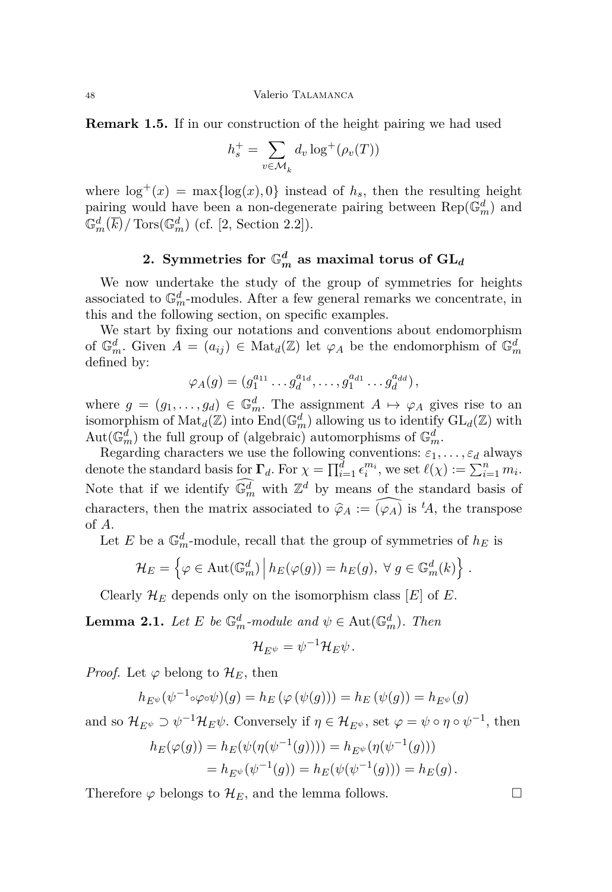**Remark 1.5.** If in our construction of the height pairing we had used

$$h_s^+ = \sum_{v \in \mathcal{M}_k} d_v \log^+(\rho_v(T))$$

where $\log^+(x) = \max\{\log(x), 0\}$ instead of $h_s$, then the resulting height pairing would have been a non-degenerate pairing between $\mathrm{Rep}(\mathbb{G}_m^d)$ and $\mathbb{G}_m^d(\overline{k})/\operatorname{Tors}(\mathbb{G}_m^d)$ (cf. [2, Section 2.2]).

## 2. Symmetries for $\mathbb{G}_m^d$ as maximal torus of $\mathbf{GL}_d$

We now undertake the study of the group of symmetries for heights associated to $\mathbb{G}_m^d$-modules. After a few general remarks we concentrate, in this and the following section, on specific examples.

We start by fixing our notations and conventions about endomorphism of $\mathbb{G}_m^d$. Given $A = (a_{ij}) \in \mathrm{Mat}_d(\mathbb{Z})$ let $\varphi_A$ be the endomorphism of $\mathbb{G}_m^d$ defined by:

$$\varphi_A(g) = (g_1^{a_{11}} \dots g_d^{a_{1d}}, \dots, g_1^{a_{d1}} \dots g_d^{a_{dd}}),$$

where $g = (g_1, \dots, g_d) \in \mathbb{G}_m^d$. The assignment $A \mapsto \varphi_A$ gives rise to an isomorphism of $\mathrm{Mat}_d(\mathbb{Z})$ into $\mathrm{End}(\mathbb{G}_m^d)$ allowing us to identify $\mathrm{GL}_d(\mathbb{Z})$ with $\mathrm{Aut}(\mathbb{G}_m^d)$ the full group of (algebraic) automorphisms of $\mathbb{G}_m^d$.

Regarding characters we use the following conventions: $\varepsilon_1, \dots, \varepsilon_d$ always denote the standard basis for $\mathbf{\Gamma}_d$. For $\chi = \prod_{i=1}^d \epsilon_i^{m_i}$, we set $\ell(\chi) := \sum_{i=1}^n m_i$. Note that if we identify $\widehat{\mathbb{G}_m^d}$ with $\mathbb{Z}^d$ by means of the standard basis of characters, then the matrix associated to $\widehat{\varphi}_A := \widehat{(\varphi_A)}$ is ${}^tA$, the transpose of $A$.

Let $E$ be a $\mathbb{G}_m^d$-module, recall that the group of symmetries of $h_E$ is

$$\mathcal{H}_E = \left\{ \varphi \in \mathrm{Aut}(\mathbb{G}_m^d) \,\middle|\, h_E(\varphi(g)) = h_E(g),\ \forall\, g \in \mathbb{G}_m^d(k) \right\}.$$

Clearly $\mathcal{H}_E$ depends only on the isomorphism class $[E]$ of $E$.

**Lemma 2.1.** *Let $E$ be $\mathbb{G}_m^d$-module and $\psi \in \mathrm{Aut}(\mathbb{G}_m^d)$. Then*

$$\mathcal{H}_{E^\psi} = \psi^{-1} \mathcal{H}_E \psi.$$

*Proof.* Let $\varphi$ belong to $\mathcal{H}_E$, then

$$h_{E^\psi}(\psi^{-1} \circ \varphi \circ \psi)(g) = h_E\left(\varphi\left(\psi(g)\right)\right) = h_E\left(\psi(g)\right) = h_{E^\psi}(g)$$

and so $\mathcal{H}_{E^\psi} \supset \psi^{-1}\mathcal{H}_E\psi$. Conversely if $\eta \in \mathcal{H}_{E^\psi}$, set $\varphi = \psi \circ \eta \circ \psi^{-1}$, then

$$\begin{aligned} h_E(\varphi(g)) &= h_E(\psi(\eta(\psi^{-1}(g)))) = h_{E^\psi}(\eta(\psi^{-1}(g))) \\ &= h_{E^\psi}(\psi^{-1}(g)) = h_E(\psi(\psi^{-1}(g))) = h_E(g). \end{aligned}$$

Therefore $\varphi$ belongs to $\mathcal{H}_E$, and the lemma follows. $\square$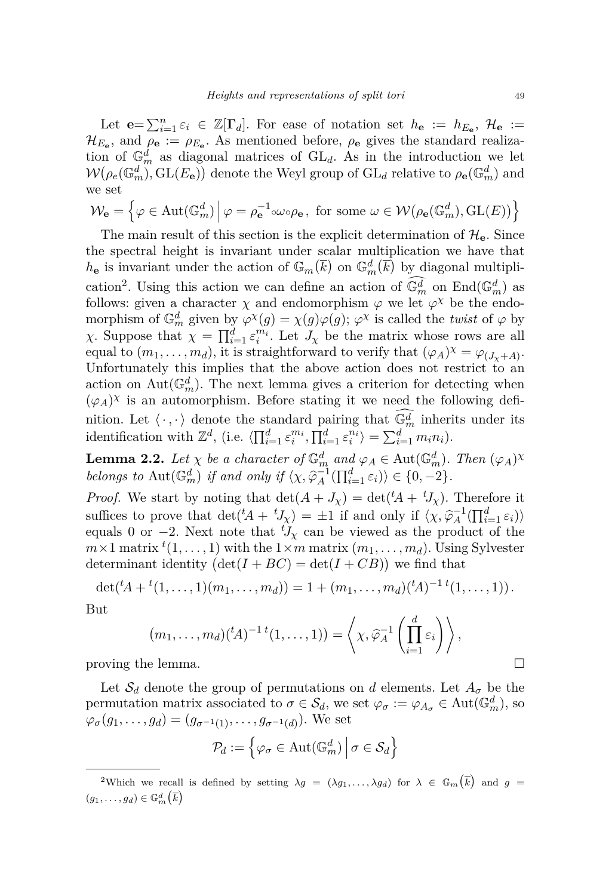Let $\mathbf{e}=\sum_{i=1}^{n}\varepsilon_i \in \mathbb{Z}[\mathbf{\Gamma}_d]$. For ease of notation set $h_{\mathbf{e}} := h_{E_{\mathbf{e}}}$, $\mathcal{H}_{\mathbf{e}} := \mathcal{H}_{E_{\mathbf{e}}}$, and $\rho_{\mathbf{e}} := \rho_{E_{\mathbf{e}}}$. As mentioned before, $\rho_{\mathbf{e}}$ gives the standard realization of $\mathbb{G}_m^d$ as diagonal matrices of $\mathrm{GL}_d$. As in the introduction we let $\mathcal{W}\big(\rho_e(\mathbb{G}_m^d), \mathrm{GL}(E_{\mathbf{e}})\big)$ denote the Weyl group of $\mathrm{GL}_d$ relative to $\rho_{\mathbf{e}}(\mathbb{G}_m^d)$ and we set

$$\mathcal{W}_{\mathbf{e}} = \Big\{\varphi \in \mathrm{Aut}(\mathbb{G}_m^d) \,\Big|\, \varphi = \rho_{\mathbf{e}}^{-1}\circ\omega\circ\rho_{\mathbf{e}}\,,\ \text{for some } \omega \in \mathcal{W}\big(\rho_{\mathbf{e}}(\mathbb{G}_m^d), \mathrm{GL}(E)\big)\Big\}$$

The main result of this section is the explicit determination of $\mathcal{H}_{\mathbf{e}}$. Since the spectral height is invariant under scalar multiplication we have that $h_{\mathbf{e}}$ is invariant under the action of $\mathbb{G}_m(\overline{k})$ on $\mathbb{G}_m^d(\overline{k})$ by diagonal multiplication[2]. Using this action we can define an action of $\widehat{\mathbb{G}_m^d}$ on $\mathrm{End}(\mathbb{G}_m^d)$ as follows: given a character $\chi$ and endomorphism $\varphi$ we let $\varphi^\chi$ be the endomorphism of $\mathbb{G}_m^d$ given by $\varphi^\chi(g) = \chi(g)\varphi(g)$; $\varphi^\chi$ is called the *twist* of $\varphi$ by $\chi$. Suppose that $\chi = \prod_{i=1}^{d}\varepsilon_i^{m_i}$. Let $J_\chi$ be the matrix whose rows are all equal to $(m_1,\ldots,m_d)$, it is straightforward to verify that $(\varphi_A)^\chi = \varphi_{(J_\chi+A)}$. Unfortunately this implies that the above action does not restrict to an action on $\mathrm{Aut}(\mathbb{G}_m^d)$. The next lemma gives a criterion for detecting when $(\varphi_A)^\chi$ is an automorphism. Before stating it we need the following definition. Let $\langle\cdot,\cdot\rangle$ denote the standard pairing that $\widehat{\mathbb{G}_m^d}$ inherits under its identification with $\mathbb{Z}^d$, (i.e. $\langle\prod_{i=1}^{d}\varepsilon_i^{m_i}, \prod_{i=1}^{d}\varepsilon_i^{n_i}\rangle = \sum_{i=1}^{d} m_i n_i$).

**Lemma 2.2.** *Let $\chi$ be a character of $\mathbb{G}_m^d$ and $\varphi_A \in \mathrm{Aut}(\mathbb{G}_m^d)$. Then $(\varphi_A)^\chi$ belongs to $\mathrm{Aut}(\mathbb{G}_m^d)$ if and only if $\langle\chi, \widehat{\varphi}_A^{-1}(\prod_{i=1}^{d}\varepsilon_i)\rangle \in \{0,-2\}$.*

*Proof.* We start by noting that $\det(A+J_\chi) = \det({}^tA + {}^tJ_\chi)$. Therefore it suffices to prove that $\det({}^tA + {}^tJ_\chi) = \pm 1$ if and only if $\langle\chi, \widehat{\varphi}_A^{-1}(\prod_{i=1}^{d}\varepsilon_i)\rangle$ equals $0$ or $-2$. Next note that ${}^tJ_\chi$ can be viewed as the product of the $m\times 1$ matrix ${}^t(1,\ldots,1)$ with the $1\times m$ matrix $(m_1,\ldots,m_d)$. Using Sylvester determinant identity $\big(\det(I+BC) = \det(I+CB)\big)$ we find that

$$\det({}^tA + {}^t(1,\ldots,1)(m_1,\ldots,m_d)) = 1 + (m_1,\ldots,m_d)({}^tA)^{-1}\,{}^t(1,\ldots,1)).$$

But

$$(m_1,\ldots,m_d)({}^tA)^{-1}\,{}^t(1,\ldots,1)) = \left\langle \chi, \widehat{\varphi}_A^{-1}\left(\prod_{i=1}^{d}\varepsilon_i\right)\right\rangle,$$

proving the lemma. $\square$

Let $\mathcal{S}_d$ denote the group of permutations on $d$ elements. Let $A_\sigma$ be the permutation matrix associated to $\sigma \in \mathcal{S}_d$, we set $\varphi_\sigma := \varphi_{A_\sigma} \in \mathrm{Aut}(\mathbb{G}_m^d)$, so $\varphi_\sigma(g_1,\ldots,g_d) = (g_{\sigma^{-1}(1)},\ldots,g_{\sigma^{-1}(d)})$. We set

$$\mathcal{P}_d := \Big\{\varphi_\sigma \in \mathrm{Aut}(\mathbb{G}_m^d) \,\Big|\, \sigma \in \mathcal{S}_d\Big\}$$

[2]Which we recall is defined by setting $\lambda g = (\lambda g_1,\ldots,\lambda g_d)$ for $\lambda \in \mathbb{G}_m\big(\overline{k}\big)$ and $g = (g_1,\ldots,g_d) \in \mathbb{G}_m^d\big(\overline{k}\big)$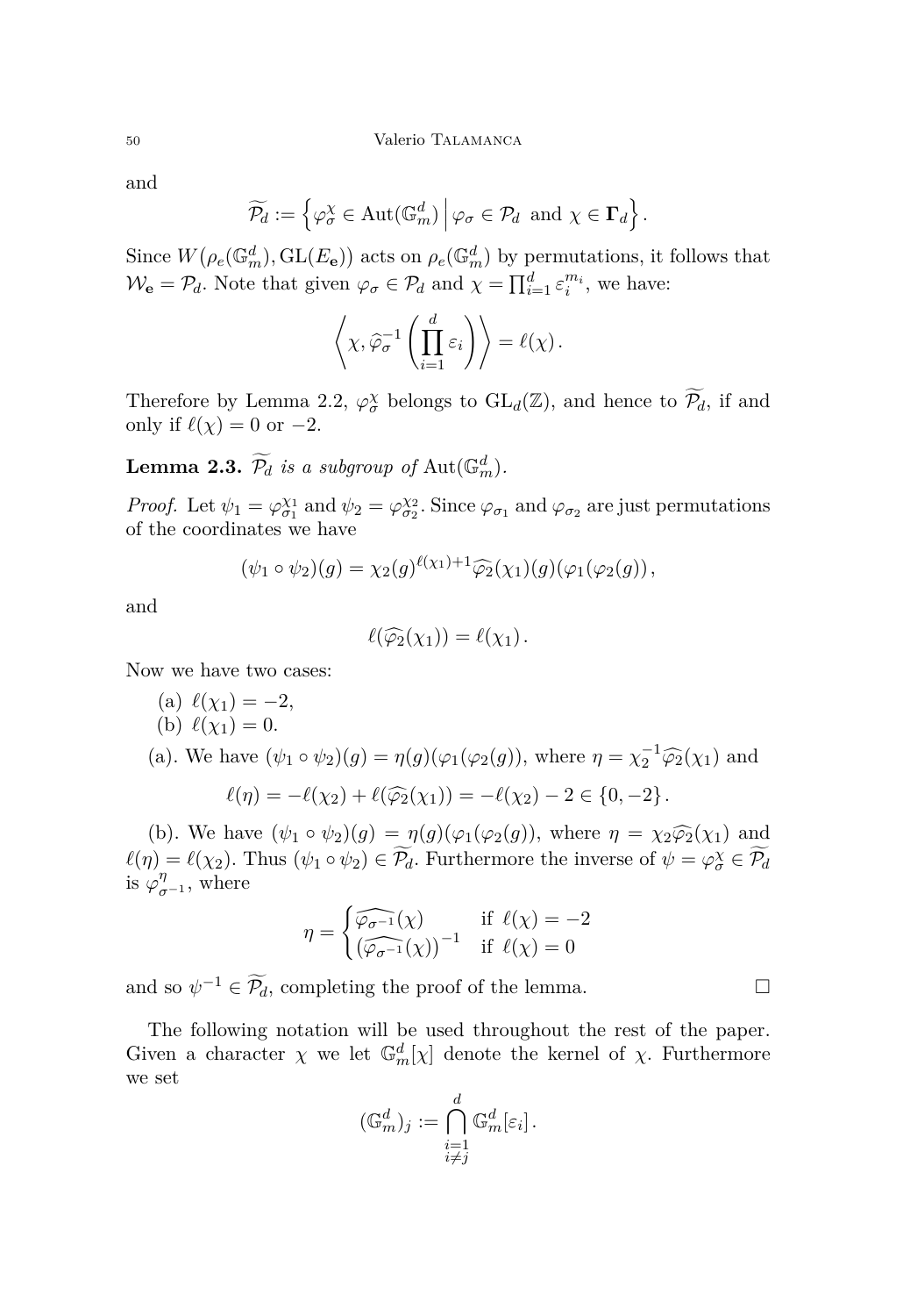and

$$\widetilde{\mathcal{P}_d} := \left\{ \varphi_\sigma^\chi \in \operatorname{Aut}(\mathbb{G}_m^d) \,\middle|\, \varphi_\sigma \in \mathcal{P}_d \text{ and } \chi \in \mathbf{\Gamma}_d \right\}.$$

Since $W\big(\rho_e(\mathbb{G}_m^d), \mathrm{GL}(E_{\mathbf{e}})\big)$ acts on $\rho_e(\mathbb{G}_m^d)$ by permutations, it follows that $\mathcal{W}_{\mathbf{e}} = \mathcal{P}_d$. Note that given $\varphi_\sigma \in \mathcal{P}_d$ and $\chi = \prod_{i=1}^d \varepsilon_i^{m_i}$, we have:

$$\left\langle \chi, \widehat{\varphi}_\sigma^{-1}\left(\prod_{i=1}^d \varepsilon_i\right)\right\rangle = \ell(\chi).$$

Therefore by Lemma 2.2, $\varphi_\sigma^\chi$ belongs to $\mathrm{GL}_d(\mathbb{Z})$, and hence to $\widetilde{\mathcal{P}_d}$, if and only if $\ell(\chi) = 0$ or $-2$.

**Lemma 2.3.** *$\widetilde{\mathcal{P}_d}$ is a subgroup of* $\operatorname{Aut}(\mathbb{G}_m^d)$.

*Proof.* Let $\psi_1 = \varphi_{\sigma_1}^{\chi_1}$ and $\psi_2 = \varphi_{\sigma_2}^{\chi_2}$. Since $\varphi_{\sigma_1}$ and $\varphi_{\sigma_2}$ are just permutations of the coordinates we have

$$(\psi_1 \circ \psi_2)(g) = \chi_2(g)^{\ell(\chi_1)+1}\widehat{\varphi_2}(\chi_1)(g)(\varphi_1(\varphi_2(g))),$$

and

$$\ell(\widehat{\varphi_2}(\chi_1)) = \ell(\chi_1).$$

Now we have two cases:

(a) $\ell(\chi_1) = -2$,
(b) $\ell(\chi_1) = 0$.

(a). We have $(\psi_1 \circ \psi_2)(g) = \eta(g)(\varphi_1(\varphi_2(g)))$, where $\eta = \chi_2^{-1}\widehat{\varphi_2}(\chi_1)$ and

$$\ell(\eta) = -\ell(\chi_2) + \ell(\widehat{\varphi_2}(\chi_1)) = -\ell(\chi_2) - 2 \in \{0, -2\}.$$

(b). We have $(\psi_1 \circ \psi_2)(g) = \eta(g)(\varphi_1(\varphi_2(g)))$, where $\eta = \chi_2\widehat{\varphi_2}(\chi_1)$ and $\ell(\eta) = \ell(\chi_2)$. Thus $(\psi_1 \circ \psi_2) \in \widetilde{\mathcal{P}_d}$. Furthermore the inverse of $\psi = \varphi_\sigma^\chi \in \widetilde{\mathcal{P}_d}$ is $\varphi_{\sigma^{-1}}^\eta$, where

$$\eta = \begin{cases} \widehat{\varphi_{\sigma^{-1}}}(\chi) & \text{if } \ell(\chi) = -2 \\ \big(\widehat{\varphi_{\sigma^{-1}}}(\chi)\big)^{-1} & \text{if } \ell(\chi) = 0 \end{cases}$$

and so $\psi^{-1} \in \widetilde{\mathcal{P}_d}$, completing the proof of the lemma. $\square$

The following notation will be used throughout the rest of the paper. Given a character $\chi$ we let $\mathbb{G}_m^d[\chi]$ denote the kernel of $\chi$. Furthermore we set

$$(\mathbb{G}_m^d)_j := \bigcap_{\substack{i=1 \\ i\neq j}}^d \mathbb{G}_m^d[\varepsilon_i].$$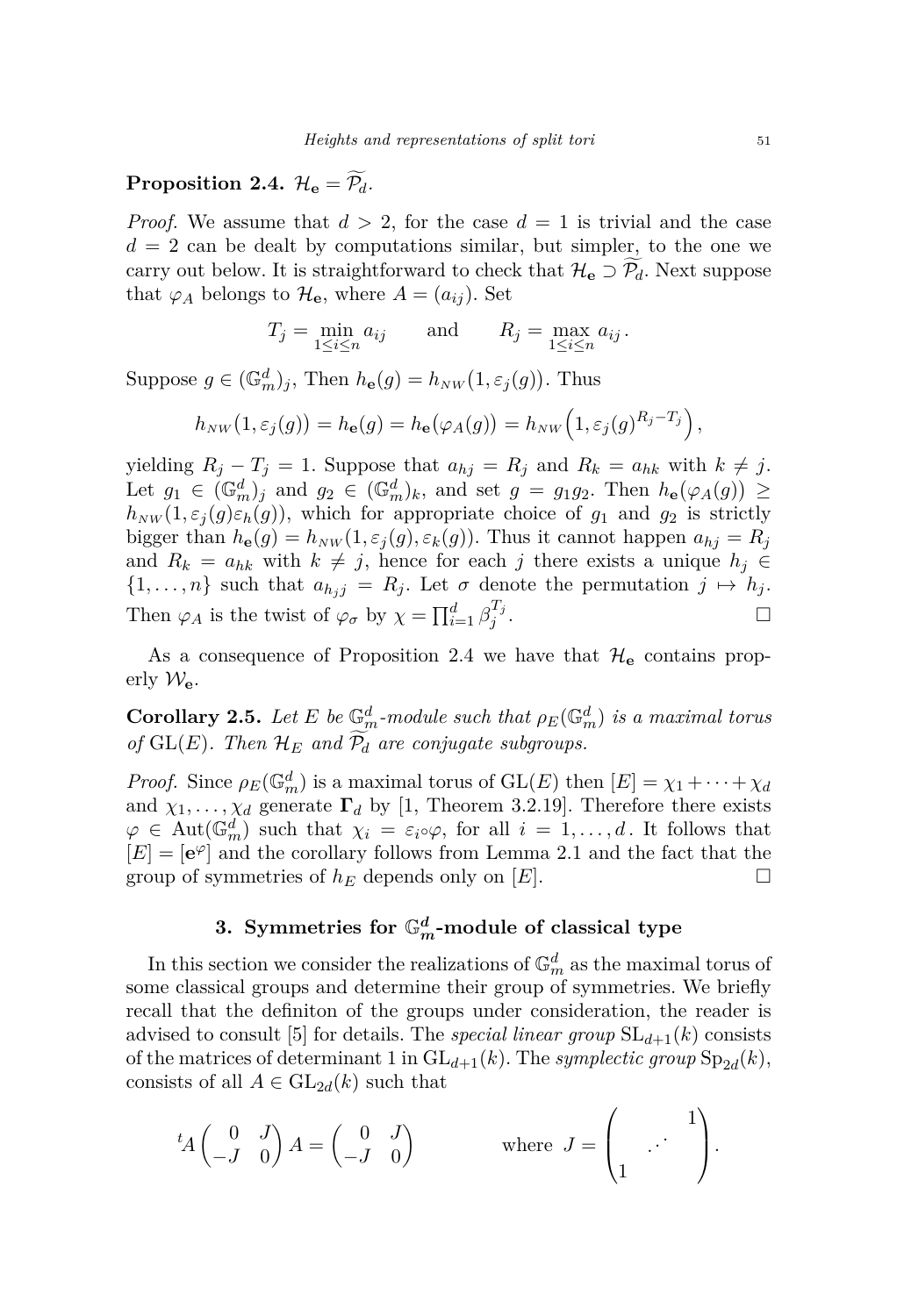**Proposition 2.4.** $\mathcal{H}_{\mathbf{e}} = \widetilde{\mathcal{P}_d}$.

*Proof.* We assume that $d > 2$, for the case $d = 1$ is trivial and the case $d = 2$ can be dealt by computations similar, but simpler, to the one we carry out below. It is straightforward to check that $\mathcal{H}_{\mathbf{e}} \supset \widetilde{\mathcal{P}_d}$. Next suppose that $\varphi_A$ belongs to $\mathcal{H}_{\mathbf{e}}$, where $A = (a_{ij})$. Set

$$T_j = \min_{1 \le i \le n} a_{ij} \qquad \text{and} \qquad R_j = \max_{1 \le i \le n} a_{ij}\,.$$

Suppose $g \in (\mathbb{G}_m^d)_j$, Then $h_{\mathbf{e}}(g) = h_{NW}(1, \varepsilon_j(g))$. Thus

$$h_{NW}(1, \varepsilon_j(g)) = h_{\mathbf{e}}(g) = h_{\mathbf{e}}(\varphi_A(g)) = h_{NW}\Big(1, \varepsilon_j(g)^{R_j - T_j}\Big),$$

yielding $R_j - T_j = 1$. Suppose that $a_{hj} = R_j$ and $R_k = a_{hk}$ with $k \neq j$. Let $g_1 \in (\mathbb{G}_m^d)_j$ and $g_2 \in (\mathbb{G}_m^d)_k$, and set $g = g_1 g_2$. Then $h_{\mathbf{e}}(\varphi_A(g)) \ge h_{NW}(1, \varepsilon_j(g)\varepsilon_h(g))$, which for appropriate choice of $g_1$ and $g_2$ is strictly bigger than $h_{\mathbf{e}}(g) = h_{NW}(1, \varepsilon_j(g), \varepsilon_k(g))$. Thus it cannot happen $a_{hj} = R_j$ and $R_k = a_{hk}$ with $k \neq j$, hence for each $j$ there exists a unique $h_j \in \{1, \ldots, n\}$ such that $a_{h_j j} = R_j$. Let $\sigma$ denote the permutation $j \mapsto h_j$. Then $\varphi_A$ is the twist of $\varphi_\sigma$ by $\chi = \prod_{i=1}^d \beta_j^{T_j}$. $\square$

As a consequence of Proposition 2.4 we have that $\mathcal{H}_{\mathbf{e}}$ contains properly $\mathcal{W}_{\mathbf{e}}$.

**Corollary 2.5.** *Let $E$ be $\mathbb{G}_m^d$-module such that $\rho_E(\mathbb{G}_m^d)$ is a maximal torus of $\mathrm{GL}(E)$. Then $\mathcal{H}_E$ and $\widetilde{\mathcal{P}_d}$ are conjugate subgroups.*

*Proof.* Since $\rho_E(\mathbb{G}_m^d)$ is a maximal torus of $\mathrm{GL}(E)$ then $[E] = \chi_1 + \cdots + \chi_d$ and $\chi_1, \ldots, \chi_d$ generate $\mathbf{\Gamma}_d$ by [1, Theorem 3.2.19]. Therefore there exists $\varphi \in \mathrm{Aut}(\mathbb{G}_m^d)$ such that $\chi_i = \varepsilon_i \circ \varphi$, for all $i = 1, \ldots, d$. It follows that $[E] = [\mathbf{e}^\varphi]$ and the corollary follows from Lemma 2.1 and the fact that the group of symmetries of $h_E$ depends only on $[E]$. $\square$

## 3. Symmetries for $\mathbb{G}_m^d$-module of classical type

In this section we consider the realizations of $\mathbb{G}_m^d$ as the maximal torus of some classical groups and determine their group of symmetries. We briefly recall that the definiton of the groups under consideration, the reader is advised to consult [5] for details. The *special linear group* $\mathrm{SL}_{d+1}(k)$ consists of the matrices of determinant 1 in $\mathrm{GL}_{d+1}(k)$. The *symplectic group* $\mathrm{Sp}_{2d}(k)$, consists of all $A \in \mathrm{GL}_{2d}(k)$ such that

$${}^tA \begin{pmatrix} 0 & J \\ -J & 0 \end{pmatrix} A = \begin{pmatrix} 0 & J \\ -J & 0 \end{pmatrix} \qquad \text{where } J = \begin{pmatrix} & & 1 \\ & \iddots & \\ 1 & & \end{pmatrix}.$$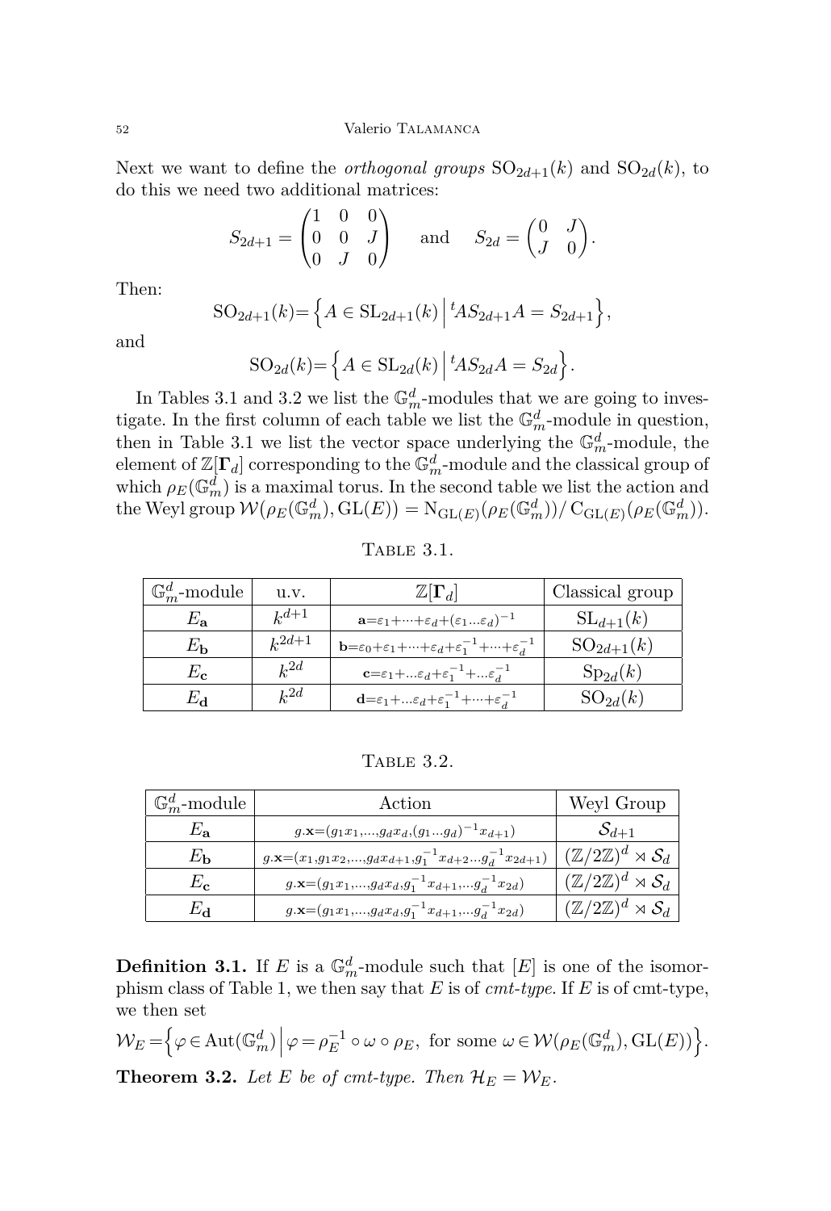Next we want to define the *orthogonal groups* $\mathrm{SO}_{2d+1}(k)$ and $\mathrm{SO}_{2d}(k)$, to do this we need two additional matrices:

$$S_{2d+1} = \begin{pmatrix} 1 & 0 & 0 \\ 0 & 0 & J \\ 0 & J & 0 \end{pmatrix} \quad \text{and} \quad S_{2d} = \begin{pmatrix} 0 & J \\ J & 0 \end{pmatrix}.$$

Then:

$$\mathrm{SO}_{2d+1}(k) = \left\{ A \in \mathrm{SL}_{2d+1}(k) \,\middle|\, {}^tAS_{2d+1}A = S_{2d+1} \right\},$$

and

$$\mathrm{SO}_{2d}(k) = \left\{ A \in \mathrm{SL}_{2d}(k) \,\middle|\, {}^tAS_{2d}A = S_{2d} \right\}.$$

In Tables 3.1 and 3.2 we list the $\mathbb{G}_m^d$-modules that we are going to investigate. In the first column of each table we list the $\mathbb{G}_m^d$-module in question, then in Table 3.1 we list the vector space underlying the $\mathbb{G}_m^d$-module, the element of $\mathbb{Z}[\mathbf{\Gamma}_d]$ corresponding to the $\mathbb{G}_m^d$-module and the classical group of which $\rho_E(\mathbb{G}_m^d)$ is a maximal torus. In the second table we list the action and the Weyl group $\mathcal{W}(\rho_E(\mathbb{G}_m^d), \mathrm{GL}(E)) = \mathrm{N}_{\mathrm{GL}(E)}(\rho_E(\mathbb{G}_m^d))/\,\mathrm{C}_{\mathrm{GL}(E)}(\rho_E(\mathbb{G}_m^d))$.

Table 3.1.

| $\mathbb{G}_m^d$-module | u.v. | $\mathbb{Z}[\mathbf{\Gamma}_d]$ | Classical group |
|---|---|---|---|
| $E_{\mathbf{a}}$ | $k^{d+1}$ | $\mathbf{a}=\varepsilon_1+\cdots+\varepsilon_d+(\varepsilon_1\ldots\varepsilon_d)^{-1}$ | $\mathrm{SL}_{d+1}(k)$ |
| $E_{\mathbf{b}}$ | $k^{2d+1}$ | $\mathbf{b}=\varepsilon_0+\varepsilon_1+\cdots+\varepsilon_d+\varepsilon_1^{-1}+\cdots+\varepsilon_d^{-1}$ | $\mathrm{SO}_{2d+1}(k)$ |
| $E_{\mathbf{c}}$ | $k^{2d}$ | $\mathbf{c}=\varepsilon_1+\ldots\varepsilon_d+\varepsilon_1^{-1}+\ldots\varepsilon_d^{-1}$ | $\mathrm{Sp}_{2d}(k)$ |
| $E_{\mathbf{d}}$ | $k^{2d}$ | $\mathbf{d}=\varepsilon_1+\ldots\varepsilon_d+\varepsilon_1^{-1}+\cdots+\varepsilon_d^{-1}$ | $\mathrm{SO}_{2d}(k)$ |

Table 3.2.

| $\mathbb{G}_m^d$-module | Action | Weyl Group |
|---|---|---|
| $E_{\mathbf{a}}$ | $g.\mathbf{x}=(g_1x_1,\ldots,g_dx_d,(g_1\ldots g_d)^{-1}x_{d+1})$ | $\mathcal{S}_{d+1}$ |
| $E_{\mathbf{b}}$ | $g.\mathbf{x}=(x_1,g_1x_2,\ldots,g_dx_{d+1},g_1^{-1}x_{d+2}\ldots g_d^{-1}x_{2d+1})$ | $(\mathbb{Z}/2\mathbb{Z})^d \rtimes \mathcal{S}_d$ |
| $E_{\mathbf{c}}$ | $g.\mathbf{x}=(g_1x_1,\ldots,g_dx_d,g_1^{-1}x_{d+1},\ldots g_d^{-1}x_{2d})$ | $(\mathbb{Z}/2\mathbb{Z})^d \rtimes \mathcal{S}_d$ |
| $E_{\mathbf{d}}$ | $g.\mathbf{x}=(g_1x_1,\ldots,g_dx_d,g_1^{-1}x_{d+1},\ldots g_d^{-1}x_{2d})$ | $(\mathbb{Z}/2\mathbb{Z})^d \rtimes \mathcal{S}_d$ |

**Definition 3.1.** If $E$ is a $\mathbb{G}_m^d$-module such that $[E]$ is one of the isomorphism class of Table 1, we then say that $E$ is of *cmt-type*. If $E$ is of cmt-type, we then set

$$\mathcal{W}_E = \left\{ \varphi \in \mathrm{Aut}(\mathbb{G}_m^d) \,\middle|\, \varphi = \rho_E^{-1} \circ \omega \circ \rho_E, \text{ for some } \omega \in \mathcal{W}(\rho_E(\mathbb{G}_m^d), \mathrm{GL}(E)) \right\}.$$

**Theorem 3.2.** *Let $E$ be of cmt-type. Then $\mathcal{H}_E = \mathcal{W}_E$.*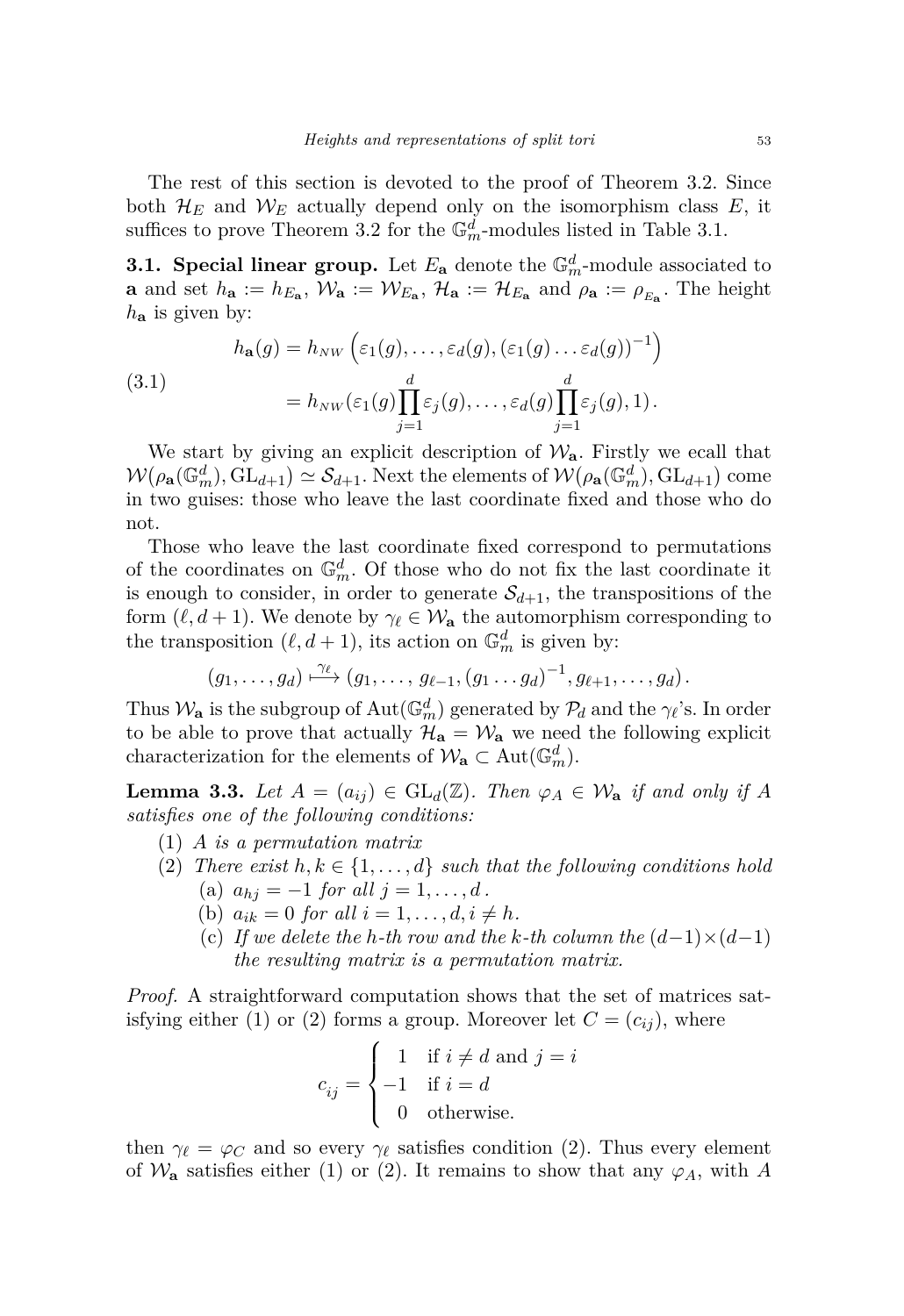The rest of this section is devoted to the proof of Theorem 3.2. Since both $\mathcal{H}_E$ and $\mathcal{W}_E$ actually depend only on the isomorphism class $E$, it suffices to prove Theorem 3.2 for the $\mathbb{G}_m^d$-modules listed in Table 3.1.

**3.1. Special linear group.** Let $E_{\mathbf{a}}$ denote the $\mathbb{G}_m^d$-module associated to $\mathbf{a}$ and set $h_{\mathbf{a}} := h_{E_{\mathbf{a}}}$, $\mathcal{W}_{\mathbf{a}} := \mathcal{W}_{E_{\mathbf{a}}}$, $\mathcal{H}_{\mathbf{a}} := \mathcal{H}_{E_{\mathbf{a}}}$ and $\rho_{\mathbf{a}} := \rho_{E_{\mathbf{a}}}$. The height $h_{\mathbf{a}}$ is given by:

$$
\begin{aligned}
h_{\mathbf{a}}(g) &= h_{NW}\left(\varepsilon_1(g), \ldots, \varepsilon_d(g), (\varepsilon_1(g)\ldots\varepsilon_d(g))^{-1}\right) \\
&= h_{NW}(\varepsilon_1(g)\prod_{j=1}^{d}\varepsilon_j(g), \ldots, \varepsilon_d(g)\prod_{j=1}^{d}\varepsilon_j(g), 1)\,.
\end{aligned}
\tag{3.1}
$$

We start by giving an explicit description of $\mathcal{W}_{\mathbf{a}}$. Firstly we ecall that $\mathcal{W}(\rho_{\mathbf{a}}(\mathbb{G}_m^d), \mathrm{GL}_{d+1}) \simeq \mathcal{S}_{d+1}$. Next the elements of $\mathcal{W}(\rho_{\mathbf{a}}(\mathbb{G}_m^d), \mathrm{GL}_{d+1})$ come in two guises: those who leave the last coordinate fixed and those who do not.

Those who leave the last coordinate fixed correspond to permutations of the coordinates on $\mathbb{G}_m^d$. Of those who do not fix the last coordinate it is enough to consider, in order to generate $\mathcal{S}_{d+1}$, the transpositions of the form $(\ell, d+1)$. We denote by $\gamma_\ell \in \mathcal{W}_{\mathbf{a}}$ the automorphism corresponding to the transposition $(\ell, d+1)$, its action on $\mathbb{G}_m^d$ is given by:

$$
(g_1, \ldots, g_d) \overset{\gamma_\ell}{\longmapsto} (g_1, \ldots, g_{\ell-1}, (g_1\ldots g_d)^{-1}, g_{\ell+1}, \ldots, g_d)\,.
$$

Thus $\mathcal{W}_{\mathbf{a}}$ is the subgroup of $\mathrm{Aut}(\mathbb{G}_m^d)$ generated by $\mathcal{P}_d$ and the $\gamma_\ell$'s. In order to be able to prove that actually $\mathcal{H}_{\mathbf{a}} = \mathcal{W}_{\mathbf{a}}$ we need the following explicit characterization for the elements of $\mathcal{W}_{\mathbf{a}} \subset \mathrm{Aut}(\mathbb{G}_m^d)$.

**Lemma 3.3.** *Let $A = (a_{ij}) \in \mathrm{GL}_d(\mathbb{Z})$. Then $\varphi_A \in \mathcal{W}_{\mathbf{a}}$ if and only if $A$ satisfies one of the following conditions:*

1. *$A$ is a permutation matrix*
2. *There exist $h, k \in \{1, \ldots, d\}$ such that the following conditions hold*
   - (a) *$a_{hj} = -1$ for all $j = 1, \ldots, d$.*
   - (b) *$a_{ik} = 0$ for all $i = 1, \ldots, d, i \neq h$.*
   - (c) *If we delete the $h$-th row and the $k$-th column the $(d-1)\times(d-1)$ the resulting matrix is a permutation matrix.*

*Proof.* A straightforward computation shows that the set of matrices satisfying either (1) or (2) forms a group. Moreover let $C = (c_{ij})$, where

$$
c_{ij} = \begin{cases} 1 & \text{if } i \neq d \text{ and } j = i \\ -1 & \text{if } i = d \\ 0 & \text{otherwise.} \end{cases}
$$

then $\gamma_\ell = \varphi_C$ and so every $\gamma_\ell$ satisfies condition (2). Thus every element of $\mathcal{W}_{\mathbf{a}}$ satisfies either (1) or (2). It remains to show that any $\varphi_A$, with $A$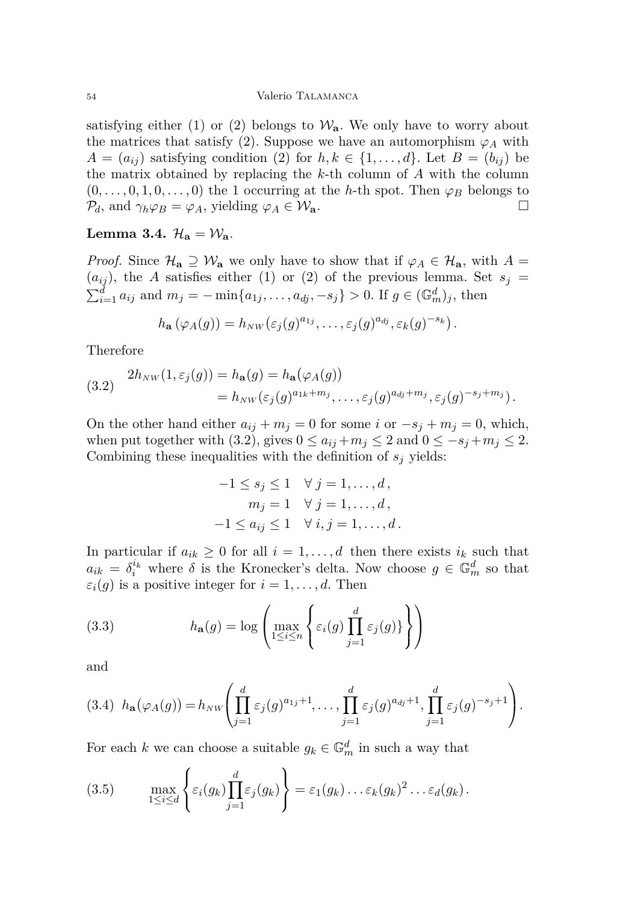satisfying either (1) or (2) belongs to $\mathcal{W}_{\mathbf{a}}$. We only have to worry about the matrices that satisfy (2). Suppose we have an automorphism $\varphi_A$ with $A = (a_{ij})$ satisfying condition (2) for $h, k \in \{1, \ldots, d\}$. Let $B = (b_{ij})$ be the matrix obtained by replacing the $k$-th column of $A$ with the column $(0, \ldots, 0, 1, 0, \ldots, 0)$ the 1 occurring at the $h$-th spot. Then $\varphi_B$ belongs to $\mathcal{P}_d$, and $\gamma_h \varphi_B = \varphi_A$, yielding $\varphi_A \in \mathcal{W}_{\mathbf{a}}$. $\square$

**Lemma 3.4.** $\mathcal{H}_{\mathbf{a}} = \mathcal{W}_{\mathbf{a}}$.

*Proof.* Since $\mathcal{H}_{\mathbf{a}} \supseteq \mathcal{W}_{\mathbf{a}}$ we only have to show that if $\varphi_A \in \mathcal{H}_{\mathbf{a}}$, with $A = (a_{ij})$, the $A$ satisfies either (1) or (2) of the previous lemma. Set $s_j = \sum_{i=1}^{d} a_{ij}$ and $m_j = -\min\{a_{1j}, \ldots, a_{dj}, -s_j\} > 0$. If $g \in (\mathbb{G}_m^d)_j$, then

$$h_{\mathbf{a}}\left(\varphi_A(g)\right) = h_{NW}\left(\varepsilon_j(g)^{a_{1j}}, \ldots, \varepsilon_j(g)^{a_{dj}}, \varepsilon_k(g)^{-s_k}\right).$$

Therefore

$$\begin{aligned} 2h_{NW}(1, \varepsilon_j(g)) &= h_{\mathbf{a}}(g) = h_{\mathbf{a}}\big(\varphi_A(g)\big) \\ &= h_{NW}(\varepsilon_j(g)^{a_{1k}+m_j}, \ldots, \varepsilon_j(g)^{a_{dj}+m_j}, \varepsilon_j(g)^{-s_j+m_j}). \end{aligned} \tag{3.2}$$

On the other hand either $a_{ij} + m_j = 0$ for some $i$ or $-s_j + m_j = 0$, which, when put together with (3.2), gives $0 \leq a_{ij} + m_j \leq 2$ and $0 \leq -s_j + m_j \leq 2$. Combining these inequalities with the definition of $s_j$ yields:

$$\begin{aligned} -1 \leq s_j \leq 1 \quad & \forall\, j = 1, \ldots, d\,, \\ m_j = 1 \quad & \forall\, j = 1, \ldots, d\,, \\ -1 \leq a_{ij} \leq 1 \quad & \forall\, i, j = 1, \ldots, d\,. \end{aligned}$$

In particular if $a_{ik} \geq 0$ for all $i = 1, \ldots, d$ then there exists $i_k$ such that $a_{ik} = \delta_i^{i_k}$ where $\delta$ is the Kronecker's delta. Now choose $g \in \mathbb{G}_m^d$ so that $\varepsilon_i(g)$ is a positive integer for $i = 1, \ldots, d$. Then

$$h_{\mathbf{a}}(g) = \log\left(\max_{1 \leq i \leq n}\left\{\varepsilon_i(g)\prod_{j=1}^{d}\varepsilon_j(g)\}\right\}\right) \tag{3.3}$$

and

$$h_{\mathbf{a}}\big(\varphi_A(g)\big) = h_{NW}\left(\prod_{j=1}^{d}\varepsilon_j(g)^{a_{1j}+1}, \ldots, \prod_{j=1}^{d}\varepsilon_j(g)^{a_{dj}+1}, \prod_{j=1}^{d}\varepsilon_j(g)^{-s_j+1}\right). \tag{3.4}$$

For each $k$ we can choose a suitable $g_k \in \mathbb{G}_m^d$ in such a way that

$$\max_{1 \leq i \leq d}\left\{\varepsilon_i(g_k)\prod_{j=1}^{d}\varepsilon_j(g_k)\right\} = \varepsilon_1(g_k) \ldots \varepsilon_k(g_k)^2 \ldots \varepsilon_d(g_k)\,. \tag{3.5}$$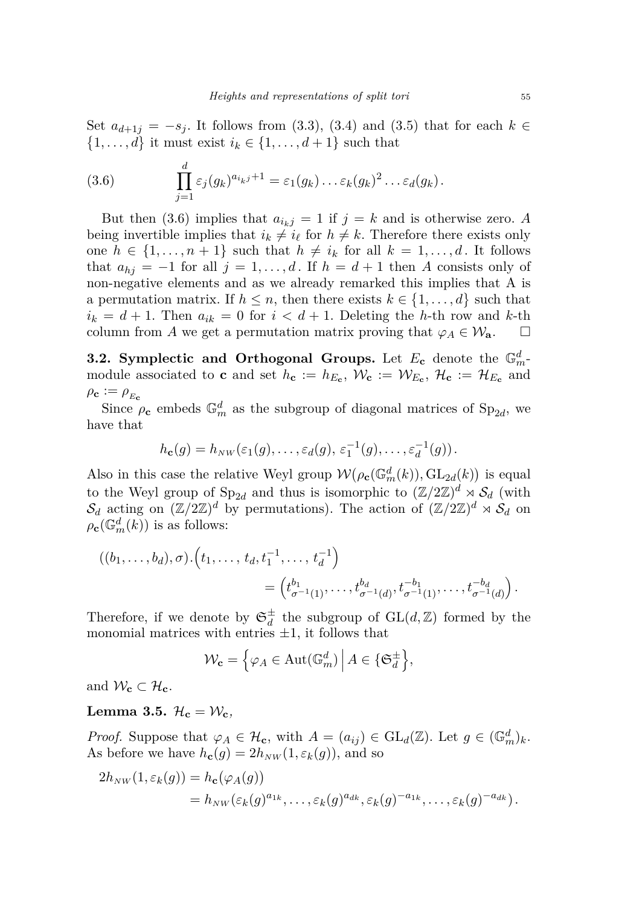Set $a_{d+1j} = -s_j$. It follows from (3.3), (3.4) and (3.5) that for each $k \in \{1, \ldots, d\}$ it must exist $i_k \in \{1, \ldots, d+1\}$ such that

$$\prod_{j=1}^{d} \varepsilon_j(g_k)^{a_{i_k j}+1} = \varepsilon_1(g_k) \ldots \varepsilon_k(g_k)^2 \ldots \varepsilon_d(g_k). \tag{3.6}$$

But then (3.6) implies that $a_{i_k j} = 1$ if $j = k$ and is otherwise zero. $A$ being invertible implies that $i_k \neq i_\ell$ for $h \neq k$. Therefore there exists only one $h \in \{1, \ldots, n+1\}$ such that $h \neq i_k$ for all $k = 1, \ldots, d$. It follows that $a_{hj} = -1$ for all $j = 1, \ldots, d$. If $h = d+1$ then $A$ consists only of non-negative elements and as we already remarked this implies that A is a permutation matrix. If $h \leq n$, then there exists $k \in \{1, \ldots, d\}$ such that $i_k = d+1$. Then $a_{ik} = 0$ for $i < d+1$. Deleting the $h$-th row and $k$-th column from $A$ we get a permutation matrix proving that $\varphi_A \in \mathcal{W}_{\mathbf{a}}$. $\square$

**3.2. Symplectic and Orthogonal Groups.** Let $E_{\mathbf{c}}$ denote the $\mathbb{G}_m^d$-module associated to $\mathbf{c}$ and set $h_{\mathbf{c}} := h_{E_{\mathbf{c}}}$, $\mathcal{W}_{\mathbf{c}} := \mathcal{W}_{E_{\mathbf{c}}}$, $\mathcal{H}_{\mathbf{c}} := \mathcal{H}_{E_{\mathbf{c}}}$ and $\rho_{\mathbf{c}} := \rho_{E_{\mathbf{c}}}$

Since $\rho_{\mathbf{c}}$ embeds $\mathbb{G}_m^d$ as the subgroup of diagonal matrices of $\mathrm{Sp}_{2d}$, we have that

$$h_{\mathbf{c}}(g) = h_{NW}(\varepsilon_1(g), \ldots, \varepsilon_d(g), \varepsilon_1^{-1}(g), \ldots, \varepsilon_d^{-1}(g)).$$

Also in this case the relative Weyl group $\mathcal{W}(\rho_{\mathbf{c}}(\mathbb{G}_m^d(k)), \mathrm{GL}_{2d}(k))$ is equal to the Weyl group of $\mathrm{Sp}_{2d}$ and thus is isomorphic to $(\mathbb{Z}/2\mathbb{Z})^d \rtimes \mathcal{S}_d$ (with $\mathcal{S}_d$ acting on $(\mathbb{Z}/2\mathbb{Z})^d$ by permutations). The action of $(\mathbb{Z}/2\mathbb{Z})^d \rtimes \mathcal{S}_d$ on $\rho_{\mathbf{c}}(\mathbb{G}_m^d(k))$ is as follows:

$$\begin{aligned}((b_1, \ldots, b_d), \sigma).&\left(t_1, \ldots, t_d, t_1^{-1}, \ldots, t_d^{-1}\right) \\ &= \left(t_{\sigma^{-1}(1)}^{b_1}, \ldots, t_{\sigma^{-1}(d)}^{b_d}, t_{\sigma^{-1}(1)}^{-b_1}, \ldots, t_{\sigma^{-1}(d)}^{-b_d}\right).\end{aligned}$$

Therefore, if we denote by $\mathfrak{S}_d^{\pm}$ the subgroup of $\mathrm{GL}(d, \mathbb{Z})$ formed by the monomial matrices with entries $\pm 1$, it follows that

$$\mathcal{W}_{\mathbf{c}} = \left\{\varphi_A \in \mathrm{Aut}(\mathbb{G}_m^d) \;\middle|\; A \in \{\mathfrak{S}_d^{\pm}\right\},$$

and $\mathcal{W}_{\mathbf{c}} \subset \mathcal{H}_{\mathbf{c}}$.

**Lemma 3.5.** $\mathcal{H}_{\mathbf{c}} = \mathcal{W}_{\mathbf{c}}$,

*Proof.* Suppose that $\varphi_A \in \mathcal{H}_{\mathbf{c}}$, with $A = (a_{ij}) \in \mathrm{GL}_d(\mathbb{Z})$. Let $g \in (\mathbb{G}_m^d)_k$. As before we have $h_{\mathbf{c}}(g) = 2h_{NW}(1, \varepsilon_k(g))$, and so

$$\begin{aligned}2h_{NW}(1, \varepsilon_k(g)) &= h_{\mathbf{c}}(\varphi_A(g)) \\ &= h_{NW}(\varepsilon_k(g)^{a_{1k}}, \ldots, \varepsilon_k(g)^{a_{dk}}, \varepsilon_k(g)^{-a_{1k}}, \ldots, \varepsilon_k(g)^{-a_{dk}}).\end{aligned}$$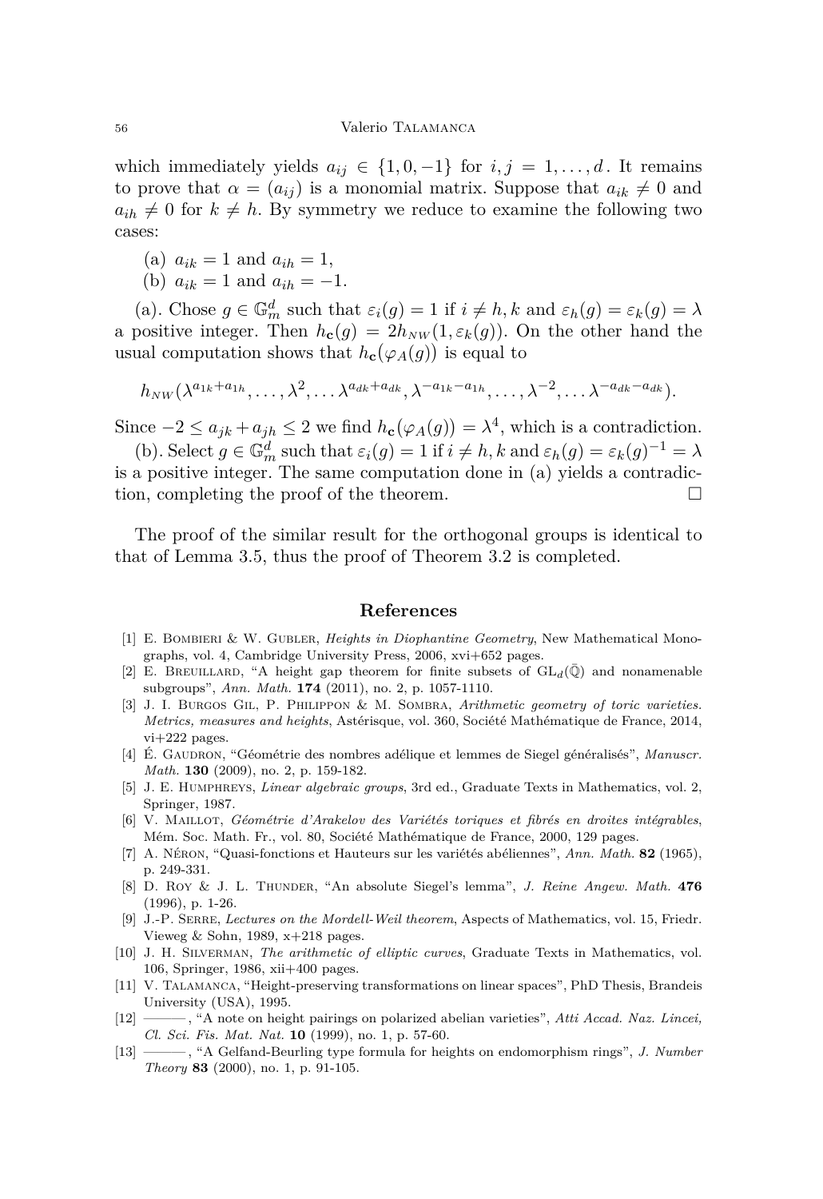which immediately yields $a_{ij} \in \{1, 0, -1\}$ for $i, j = 1, \ldots, d$. It remains to prove that $\alpha = (a_{ij})$ is a monomial matrix. Suppose that $a_{ik} \neq 0$ and $a_{ih} \neq 0$ for $k \neq h$. By symmetry we reduce to examine the following two cases:

(a) $a_{ik} = 1$ and $a_{ih} = 1$,
(b) $a_{ik} = 1$ and $a_{ih} = -1$.

(a). Chose $g \in \mathbb{G}_m^d$ such that $\varepsilon_i(g) = 1$ if $i \neq h, k$ and $\varepsilon_h(g) = \varepsilon_k(g) = \lambda$ a positive integer. Then $h_{\mathbf{c}}(g) = 2h_{NW}(1, \varepsilon_k(g))$. On the other hand the usual computation shows that $h_{\mathbf{c}}(\varphi_A(g))$ is equal to

$$h_{NW}(\lambda^{a_{1k}+a_{1h}}, \ldots, \lambda^2, \ldots \lambda^{a_{dk}+a_{dk}}, \lambda^{-a_{1k}-a_{1h}}, \ldots, \lambda^{-2}, \ldots \lambda^{-a_{dk}-a_{dk}}).$$

Since $-2 \leq a_{jk} + a_{jh} \leq 2$ we find $h_{\mathbf{c}}(\varphi_A(g)) = \lambda^4$, which is a contradiction.

(b). Select $g \in \mathbb{G}_m^d$ such that $\varepsilon_i(g) = 1$ if $i \neq h, k$ and $\varepsilon_h(g) = \varepsilon_k(g)^{-1} = \lambda$ is a positive integer. The same computation done in (a) yields a contradiction, completing the proof of the theorem. $\square$

The proof of the similar result for the orthogonal groups is identical to that of Lemma 3.5, thus the proof of Theorem 3.2 is completed.

## References

[1] E. Bombieri & W. Gubler, *Heights in Diophantine Geometry*, New Mathematical Monographs, vol. 4, Cambridge University Press, 2006, xvi+652 pages.

[2] E. Breuillard, "A height gap theorem for finite subsets of $\mathrm{GL}_d(\bar{\mathbb{Q}})$ and nonamenable subgroups", *Ann. Math.* **174** (2011), no. 2, p. 1057-1110.

[3] J. I. Burgos Gil, P. Philippon & M. Sombra, *Arithmetic geometry of toric varieties. Metrics, measures and heights*, Astérisque, vol. 360, Société Mathématique de France, 2014, vi+222 pages.

[4] É. Gaudron, "Géométrie des nombres adélique et lemmes de Siegel généralisés", *Manuscr. Math.* **130** (2009), no. 2, p. 159-182.

[5] J. E. Humphreys, *Linear algebraic groups*, 3rd ed., Graduate Texts in Mathematics, vol. 2, Springer, 1987.

[6] V. Maillot, *Géométrie d'Arakelov des Variétés toriques et fibrés en droites intégrables*, Mém. Soc. Math. Fr., vol. 80, Société Mathématique de France, 2000, 129 pages.

[7] A. Néron, "Quasi-fonctions et Hauteurs sur les variétés abéliennes", *Ann. Math.* **82** (1965), p. 249-331.

[8] D. Roy & J. L. Thunder, "An absolute Siegel's lemma", *J. Reine Angew. Math.* **476** (1996), p. 1-26.

[9] J.-P. Serre, *Lectures on the Mordell-Weil theorem*, Aspects of Mathematics, vol. 15, Friedr. Vieweg & Sohn, 1989, x+218 pages.

[10] J. H. Silverman, *The arithmetic of elliptic curves*, Graduate Texts in Mathematics, vol. 106, Springer, 1986, xii+400 pages.

[11] V. Talamanca, "Height-preserving transformations on linear spaces", PhD Thesis, Brandeis University (USA), 1995.

[12] ———, "A note on height pairings on polarized abelian varieties", *Atti Accad. Naz. Lincei, Cl. Sci. Fis. Mat. Nat.* **10** (1999), no. 1, p. 57-60.

[13] ———, "A Gelfand-Beurling type formula for heights on endomorphism rings", *J. Number Theory* **83** (2000), no. 1, p. 91-105.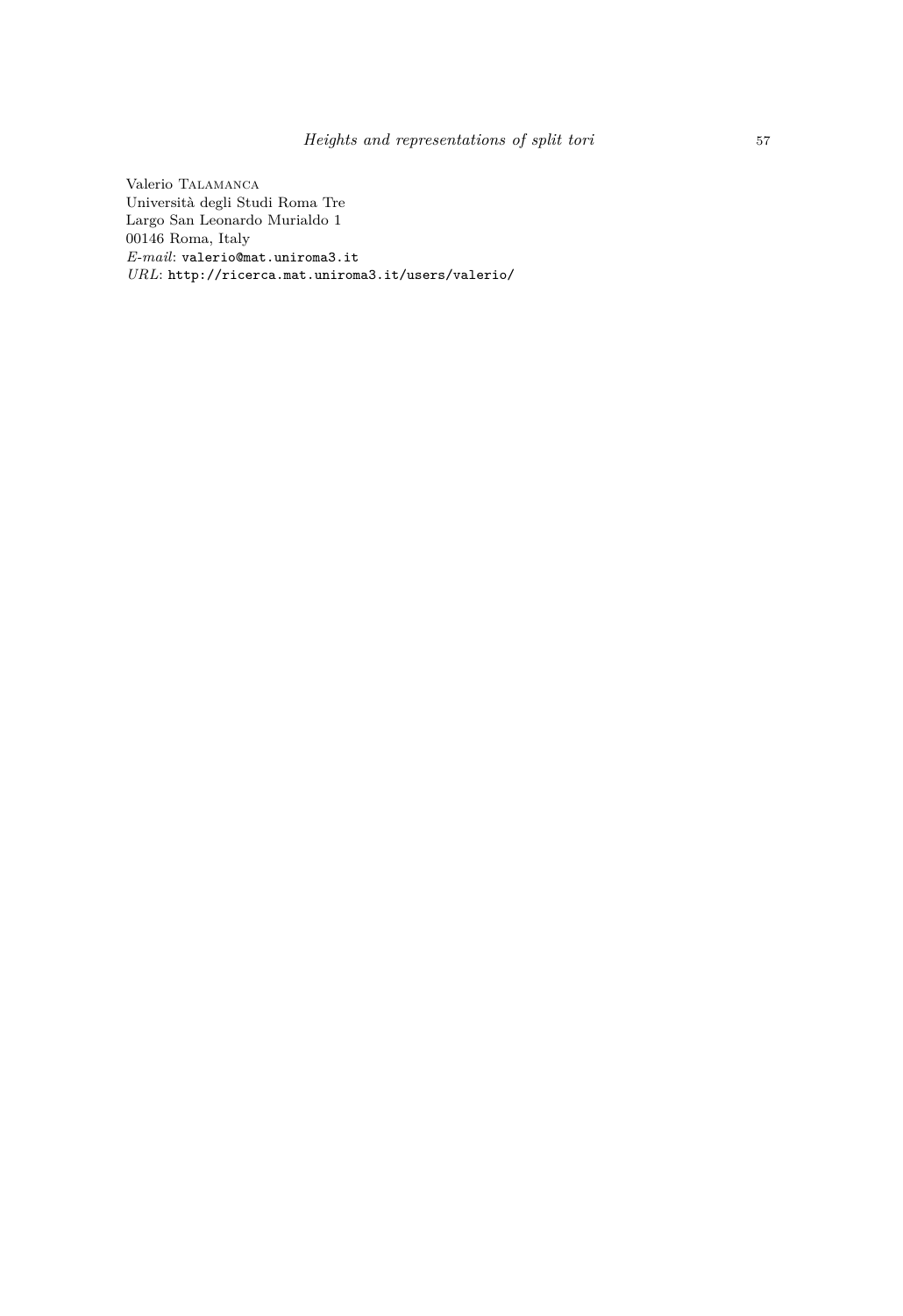Valerio Talamanca
Università degli Studi Roma Tre
Largo San Leonardo Murialdo 1
00146 Roma, Italy
*E-mail*: valerio@mat.uniroma3.it
*URL*: http://ricerca.mat.uniroma3.it/users/valerio/